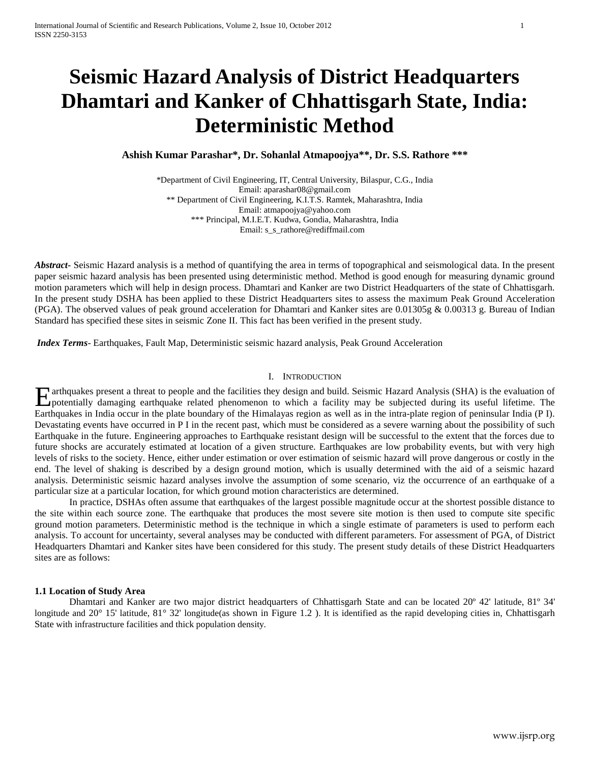# Seismic Hazard Analysis of District Headquarters Dhamtari and Kanker of Chhattisgarh State, India: Deterministic Method

**Ashish Kumar Parashar*, Dr. Sohanlal Atmapoojya**, Dr. S.S. Rathore *****

*Department of Civil Engineering, IT, Central University, Bilaspur, C.G., India
Email: aparashar08@gmail.com
** Department of Civil Engineering, K.I.T.S. Ramtek, Maharashtra, India
Email: atmapoojya@yahoo.com
*** Principal, M.I.E.T. Kudwa, Gondia, Maharashtra, India
Email: s_s_rathore@rediffmail.com

***Abstract-*** Seismic Hazard analysis is a method of quantifying the area in terms of topographical and seismological data. In the present paper seismic hazard analysis has been presented using deterministic method. Method is good enough for measuring dynamic ground motion parameters which will help in design process. Dhamtari and Kanker are two District Headquarters of the state of Chhattisgarh. In the present study DSHA has been applied to these District Headquarters sites to assess the maximum Peak Ground Acceleration (PGA). The observed values of peak ground acceleration for Dhamtari and Kanker sites are 0.01305g & 0.00313 g. Bureau of Indian Standard has specified these sites in seismic Zone II. This fact has been verified in the present study.

***Index Terms*-** Earthquakes, Fault Map, Deterministic seismic hazard analysis, Peak Ground Acceleration

## I. Introduction

Earthquakes present a threat to people and the facilities they design and build. Seismic Hazard Analysis (SHA) is the evaluation of potentially damaging earthquake related phenomenon to which a facility may be subjected during its useful lifetime. The Earthquakes in India occur in the plate boundary of the Himalayas region as well as in the intra-plate region of peninsular India (P I). Devastating events have occurred in P I in the recent past, which must be considered as a severe warning about the possibility of such Earthquake in the future. Engineering approaches to Earthquake resistant design will be successful to the extent that the forces due to future shocks are accurately estimated at location of a given structure. Earthquakes are low probability events, but with very high levels of risks to the society. Hence, either under estimation or over estimation of seismic hazard will prove dangerous or costly in the end. The level of shaking is described by a design ground motion, which is usually determined with the aid of a seismic hazard analysis. Deterministic seismic hazard analyses involve the assumption of some scenario, viz the occurrence of an earthquake of a particular size at a particular location, for which ground motion characteristics are determined.

In practice, DSHAs often assume that earthquakes of the largest possible magnitude occur at the shortest possible distance to the site within each source zone. The earthquake that produces the most severe site motion is then used to compute site specific ground motion parameters. Deterministic method is the technique in which a single estimate of parameters is used to perform each analysis. To account for uncertainty, several analyses may be conducted with different parameters. For assessment of PGA, of District Headquarters Dhamtari and Kanker sites have been considered for this study. The present study details of these District Headquarters sites are as follows:

### 1.1 Location of Study Area

Dhamtari and Kanker are two major district headquarters of Chhattisgarh State and can be located 20º 42' latitude, 81º 34' longitude and 20° 15' latitude, 81° 32' longitude(as shown in Figure 1.2 ). It is identified as the rapid developing cities in, Chhattisgarh State with infrastructure facilities and thick population density.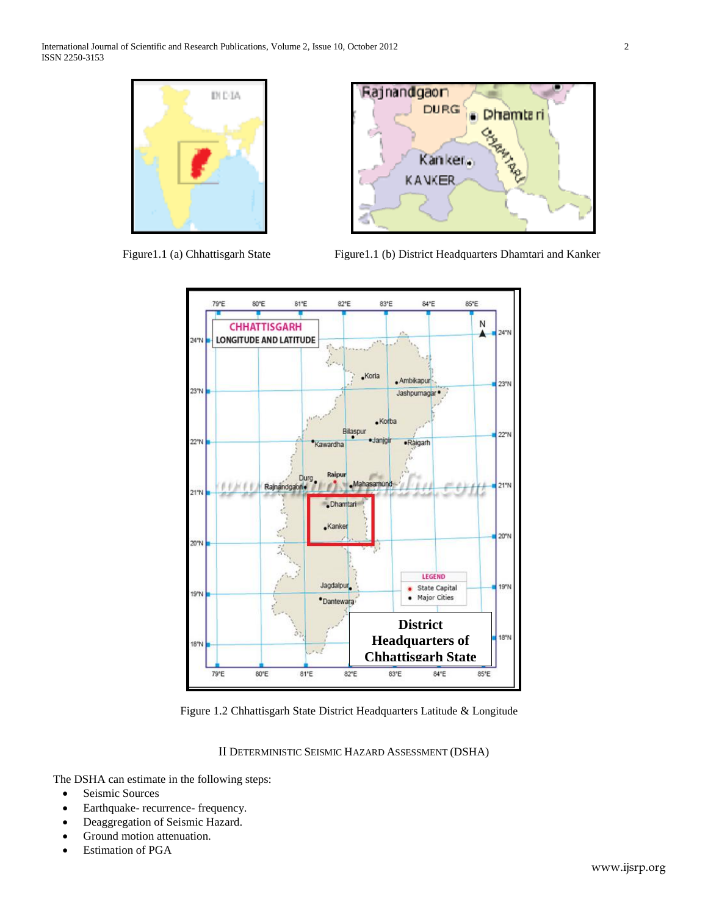Figure1.1 (a) Chhattisgarh State

Figure1.1 (b) District Headquarters Dhamtari and Kanker

Figure 1.2 Chhattisgarh State District Headquarters Latitude & Longitude

## II Deterministic Seismic Hazard Assessment (DSHA)

The DSHA can estimate in the following steps:

- Seismic Sources
- Earthquake- recurrence- frequency.
- Deaggregation of Seismic Hazard.
- Ground motion attenuation.
- Estimation of PGA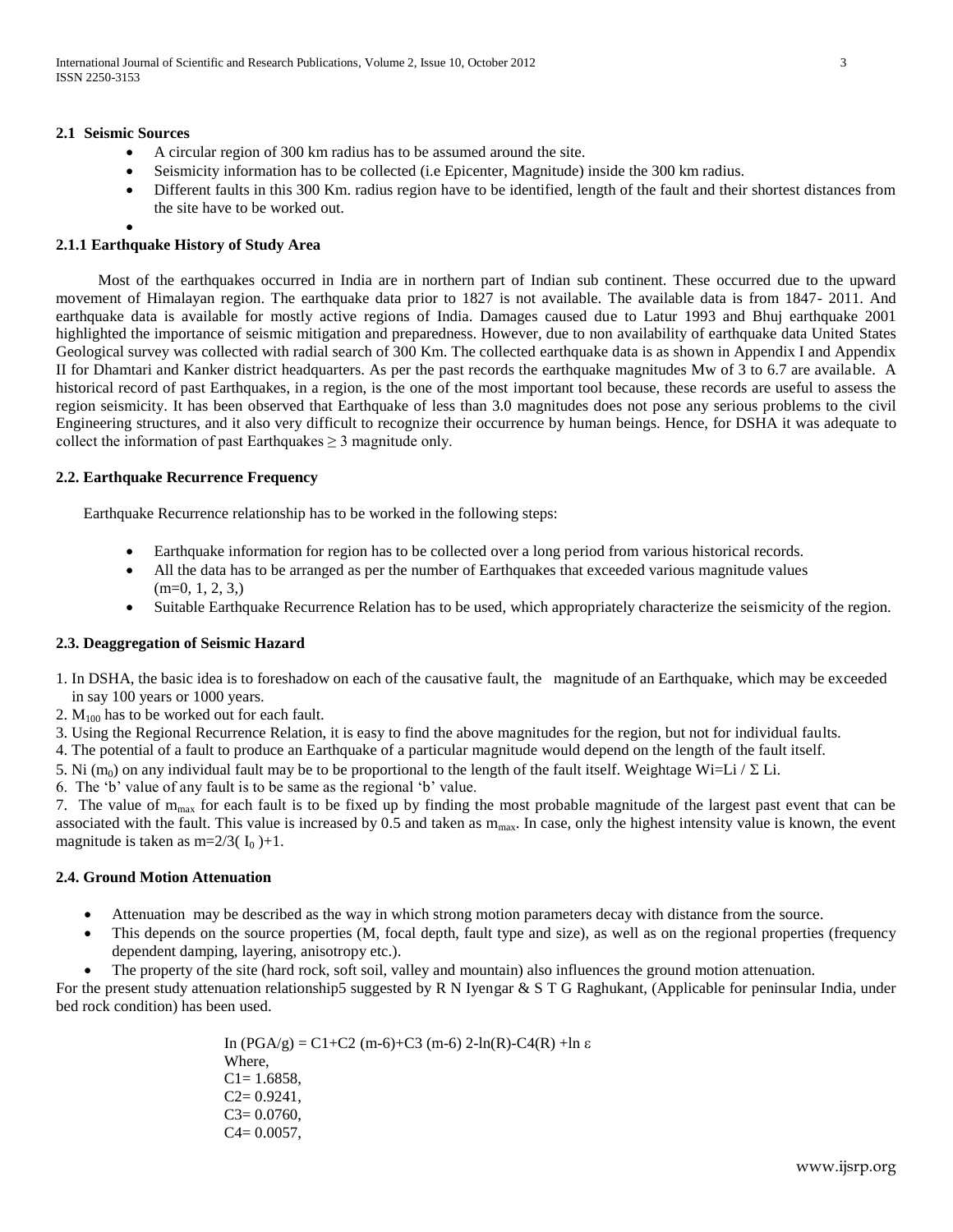### 2.1 Seismic Sources

- A circular region of 300 km radius has to be assumed around the site.
- Seismicity information has to be collected (i.e Epicenter, Magnitude) inside the 300 km radius.
- Different faults in this 300 Km. radius region have to be identified, length of the fault and their shortest distances from the site have to be worked out.

#### 2.1.1 Earthquake History of Study Area

Most of the earthquakes occurred in India are in northern part of Indian sub continent. These occurred due to the upward movement of Himalayan region. The earthquake data prior to 1827 is not available. The available data is from 1847- 2011. And earthquake data is available for mostly active regions of India. Damages caused due to Latur 1993 and Bhuj earthquake 2001 highlighted the importance of seismic mitigation and preparedness. However, due to non availability of earthquake data United States Geological survey was collected with radial search of 300 Km. The collected earthquake data is as shown in Appendix I and Appendix II for Dhamtari and Kanker district headquarters. As per the past records the earthquake magnitudes Mw of 3 to 6.7 are available. A historical record of past Earthquakes, in a region, is the one of the most important tool because, these records are useful to assess the region seismicity. It has been observed that Earthquake of less than 3.0 magnitudes does not pose any serious problems to the civil Engineering structures, and it also very difficult to recognize their occurrence by human beings. Hence, for DSHA it was adequate to collect the information of past Earthquakes $\geq 3$ magnitude only.

### 2.2. Earthquake Recurrence Frequency

Earthquake Recurrence relationship has to be worked in the following steps:

- Earthquake information for region has to be collected over a long period from various historical records.
- All the data has to be arranged as per the number of Earthquakes that exceeded various magnitude values (m=0, 1, 2, 3,)
- Suitable Earthquake Recurrence Relation has to be used, which appropriately characterize the seismicity of the region.

### 2.3. Deaggregation of Seismic Hazard

1. In DSHA, the basic idea is to foreshadow on each of the causative fault, the magnitude of an Earthquake, which may be exceeded in say 100 years or 1000 years.
2. $M_{100}$ has to be worked out for each fault.
3. Using the Regional Recurrence Relation, it is easy to find the above magnitudes for the region, but not for individual faults.
4. The potential of a fault to produce an Earthquake of a particular magnitude would depend on the length of the fault itself.
5. Ni ($m_0$) on any individual fault may be to be proportional to the length of the fault itself. Weightage $Wi=Li / \Sigma Li$.
6. The 'b' value of any fault is to be same as the regional 'b' value.
7. The value of $m_{max}$ for each fault is to be fixed up by finding the most probable magnitude of the largest past event that can be associated with the fault. This value is increased by 0.5 and taken as $m_{max}$. In case, only the highest intensity value is known, the event magnitude is taken as $m=2/3(I_0)+1$.

### 2.4. Ground Motion Attenuation

- Attenuation may be described as the way in which strong motion parameters decay with distance from the source.
- This depends on the source properties (M, focal depth, fault type and size), as well as on the regional properties (frequency dependent damping, layering, anisotropy etc.).
- The property of the site (hard rock, soft soil, valley and mountain) also influences the ground motion attenuation.

For the present study attenuation relationship5 suggested by R N Iyengar & S T G Raghukant, (Applicable for peninsular India, under bed rock condition) has been used.

$$\ln(PGA/g) = C1+C2(m-6)+C3(m-6)^2-\ln(R)-C4(R)+\ln \varepsilon$$

Where,
C1= 1.6858,
C2= 0.9241,
C3= 0.0760,
C4= 0.0057,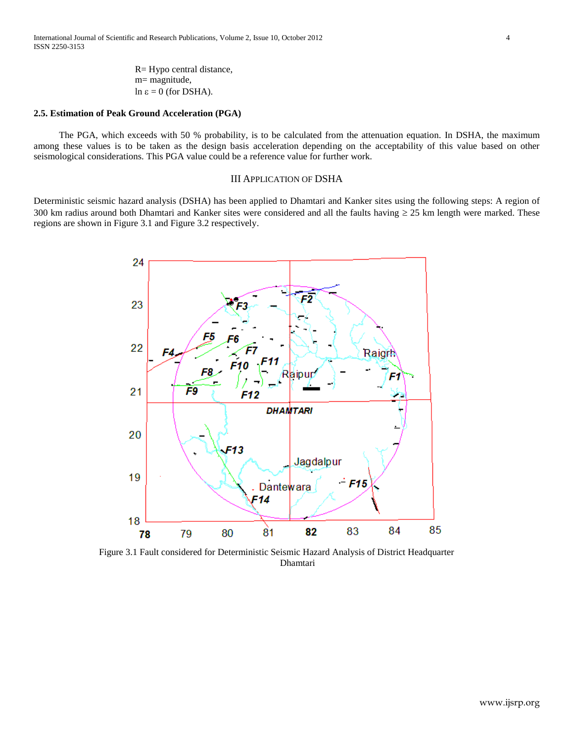R= Hypo central distance,
m= magnitude,
$\ln \varepsilon = 0$ (for DSHA).

### 2.5. Estimation of Peak Ground Acceleration (PGA)

The PGA, which exceeds with 50 % probability, is to be calculated from the attenuation equation. In DSHA, the maximum among these values is to be taken as the design basis acceleration depending on the acceptability of this value based on other seismological considerations. This PGA value could be a reference value for further work.

## III Application of DSHA

Deterministic seismic hazard analysis (DSHA) has been applied to Dhamtari and Kanker sites using the following steps: A region of 300 km radius around both Dhamtari and Kanker sites were considered and all the faults having ≥ 25 km length were marked. These regions are shown in Figure 3.1 and Figure 3.2 respectively.

Figure 3.1 Fault considered for Deterministic Seismic Hazard Analysis of District Headquarter Dhamtari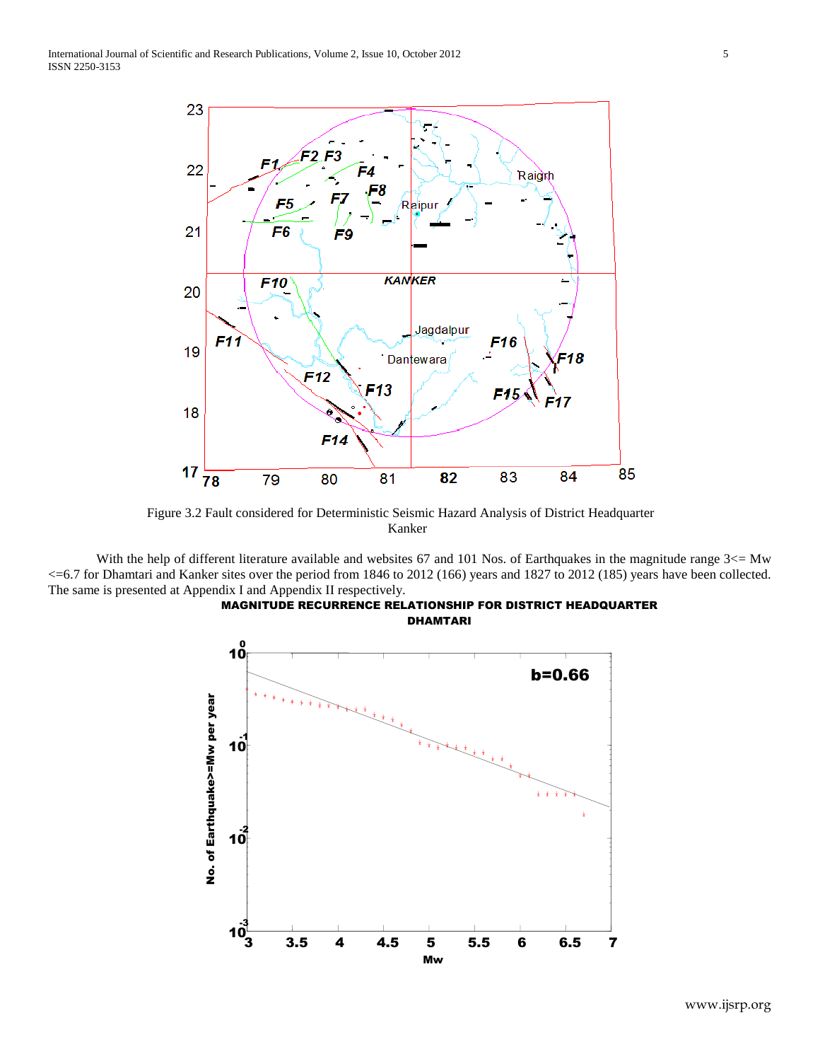Figure 3.2 Fault considered for Deterministic Seismic Hazard Analysis of District Headquarter Kanker

With the help of different literature available and websites 67 and 101 Nos. of Earthquakes in the magnitude range 3<= Mw <=6.7 for Dhamtari and Kanker sites over the period from 1846 to 2012 (166) years and 1827 to 2012 (185) years have been collected. The same is presented at Appendix I and Appendix II respectively.

**MAGNITUDE RECURRENCE RELATIONSHIP FOR DISTRICT HEADQUARTER DHAMTARI**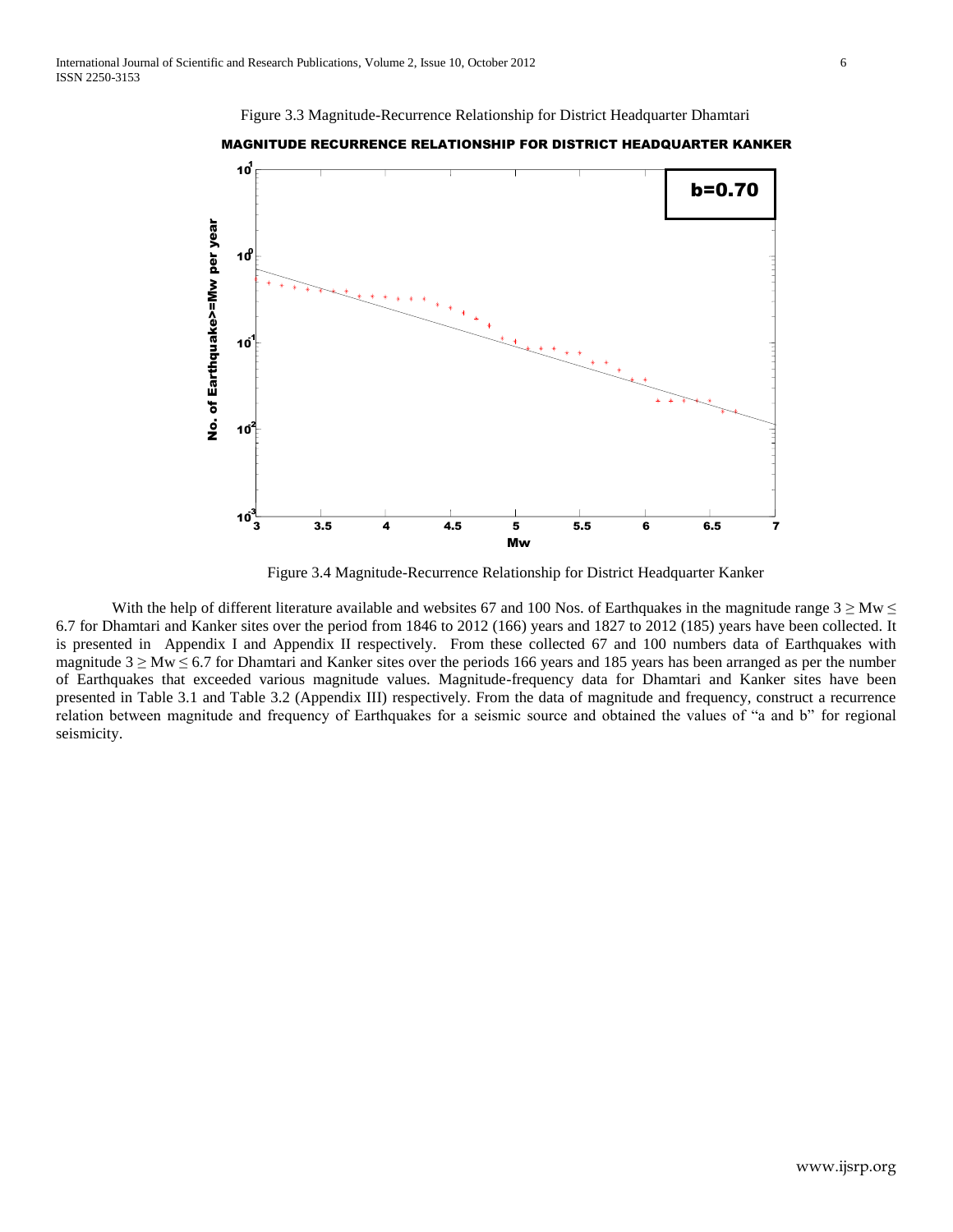Figure 3.3 Magnitude-Recurrence Relationship for District Headquarter Dhamtari

Figure 3.4 Magnitude-Recurrence Relationship for District Headquarter Kanker

With the help of different literature available and websites 67 and 100 Nos. of Earthquakes in the magnitude range $3 \geq Mw \leq 6.7$ for Dhamtari and Kanker sites over the period from 1846 to 2012 (166) years and 1827 to 2012 (185) years have been collected. It is presented in Appendix I and Appendix II respectively. From these collected 67 and 100 numbers data of Earthquakes with magnitude $3 \geq Mw \leq 6.7$ for Dhamtari and Kanker sites over the periods 166 years and 185 years has been arranged as per the number of Earthquakes that exceeded various magnitude values. Magnitude-frequency data for Dhamtari and Kanker sites have been presented in Table 3.1 and Table 3.2 (Appendix III) respectively. From the data of magnitude and frequency, construct a recurrence relation between magnitude and frequency of Earthquakes for a seismic source and obtained the values of "a and b" for regional seismicity.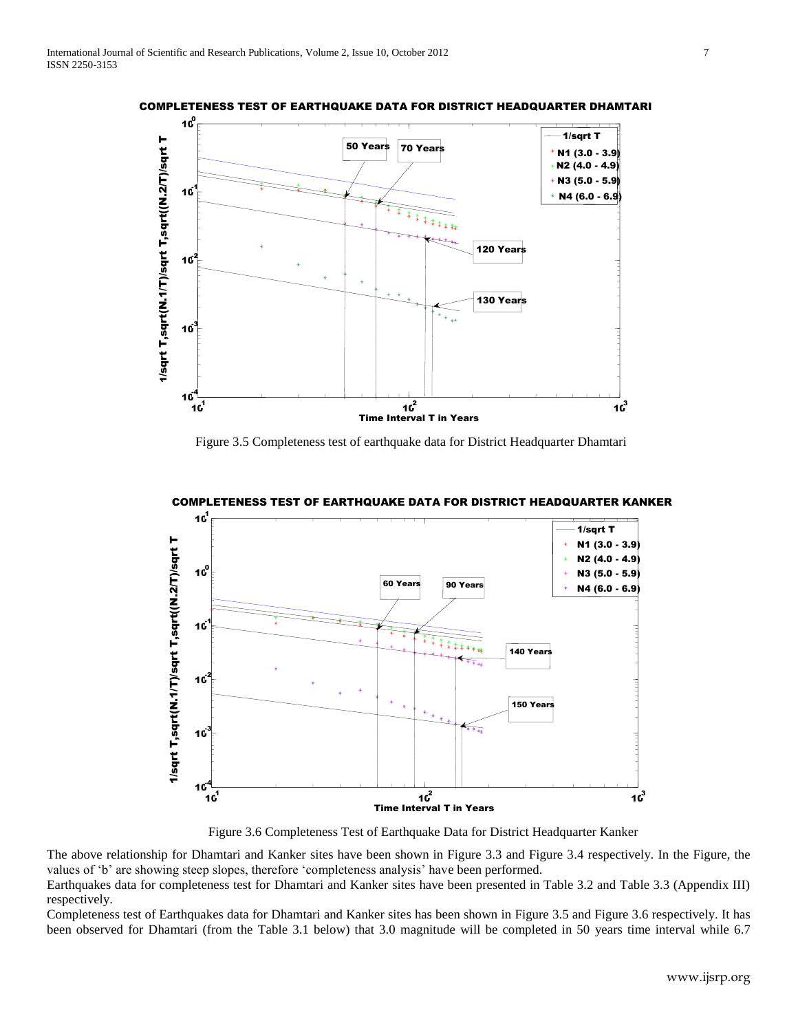Figure 3.5 Completeness test of earthquake data for District Headquarter Dhamtari

Figure 3.6 Completeness Test of Earthquake Data for District Headquarter Kanker

The above relationship for Dhamtari and Kanker sites have been shown in Figure 3.3 and Figure 3.4 respectively. In the Figure, the values of 'b' are showing steep slopes, therefore 'completeness analysis' have been performed.

Earthquakes data for completeness test for Dhamtari and Kanker sites have been presented in Table 3.2 and Table 3.3 (Appendix III) respectively.

Completeness test of Earthquakes data for Dhamtari and Kanker sites has been shown in Figure 3.5 and Figure 3.6 respectively. It has been observed for Dhamtari (from the Table 3.1 below) that 3.0 magnitude will be completed in 50 years time interval while 6.7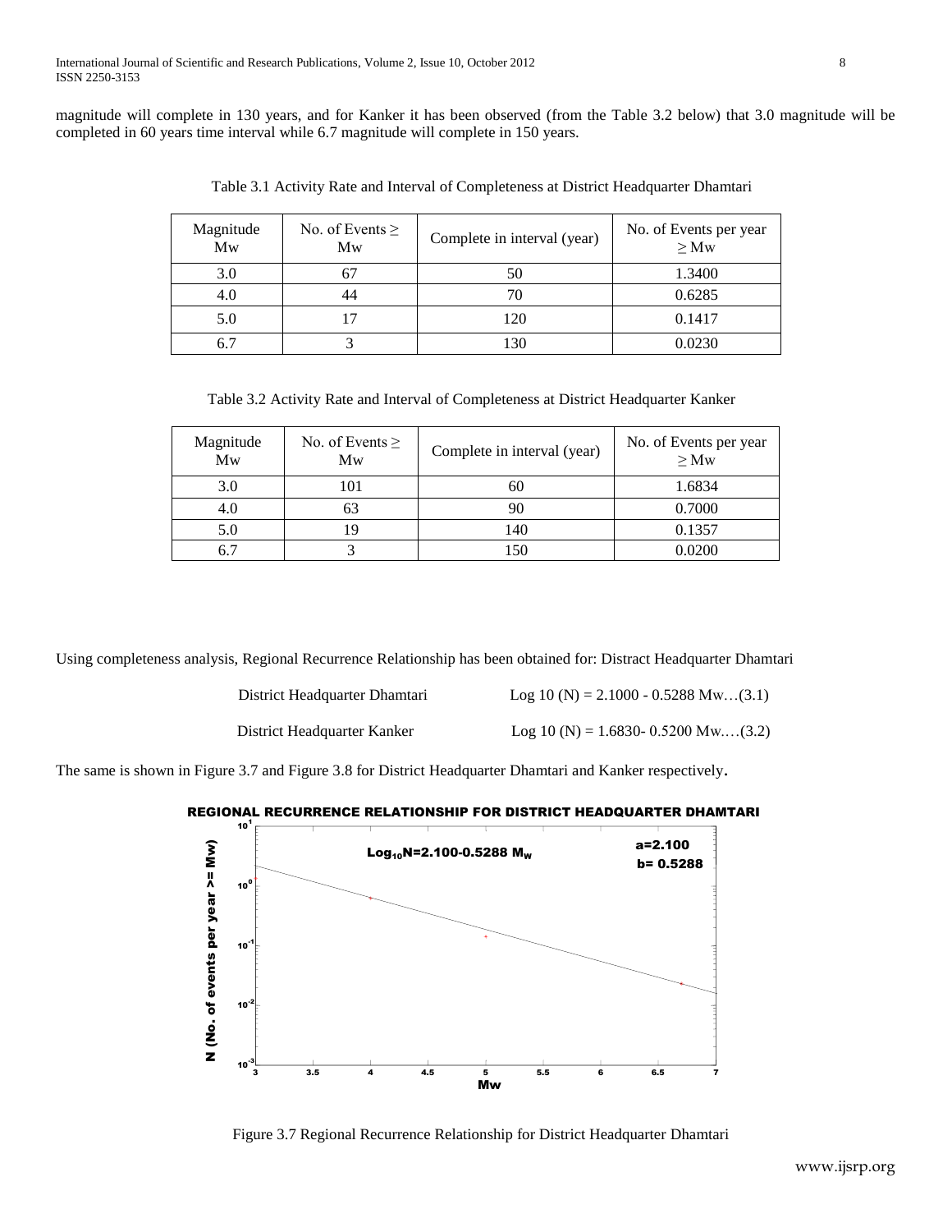magnitude will complete in 130 years, and for Kanker it has been observed (from the Table 3.2 below) that 3.0 magnitude will be completed in 60 years time interval while 6.7 magnitude will complete in 150 years.

Table 3.1 Activity Rate and Interval of Completeness at District Headquarter Dhamtari

| Magnitude Mw | No. of Events ≥ Mw | Complete in interval (year) | No. of Events per year ≥ Mw |
|---|---|---|---|
| 3.0 | 67 | 50 | 1.3400 |
| 4.0 | 44 | 70 | 0.6285 |
| 5.0 | 17 | 120 | 0.1417 |
| 6.7 | 3 | 130 | 0.0230 |

Table 3.2 Activity Rate and Interval of Completeness at District Headquarter Kanker

| Magnitude Mw | No. of Events ≥ Mw | Complete in interval (year) | No. of Events per year ≥ Mw |
|---|---|---|---|
| 3.0 | 101 | 60 | 1.6834 |
| 4.0 | 63 | 90 | 0.7000 |
| 5.0 | 19 | 140 | 0.1357 |
| 6.7 | 3 | 150 | 0.0200 |

Using completeness analysis, Regional Recurrence Relationship has been obtained for: Distract Headquarter Dhamtari

District Headquarter Dhamtari $\qquad$ $\text{Log } 10\,(N) = 2.1000 - 0.5288\,Mw$…(3.1)

District Headquarter Kanker $\qquad$ $\text{Log } 10\,(N) = 1.6830 - 0.5200\,Mw$.…(3.2)

The same is shown in Figure 3.7 and Figure 3.8 for District Headquarter Dhamtari and Kanker respectively.

**REGIONAL RECURRENCE RELATIONSHIP FOR DISTRICT HEADQUARTER DHAMTARI**

$Log_{10}N=2.100-0.5288\,M_w$

a=2.100
b= 0.5288

Figure 3.7 Regional Recurrence Relationship for District Headquarter Dhamtari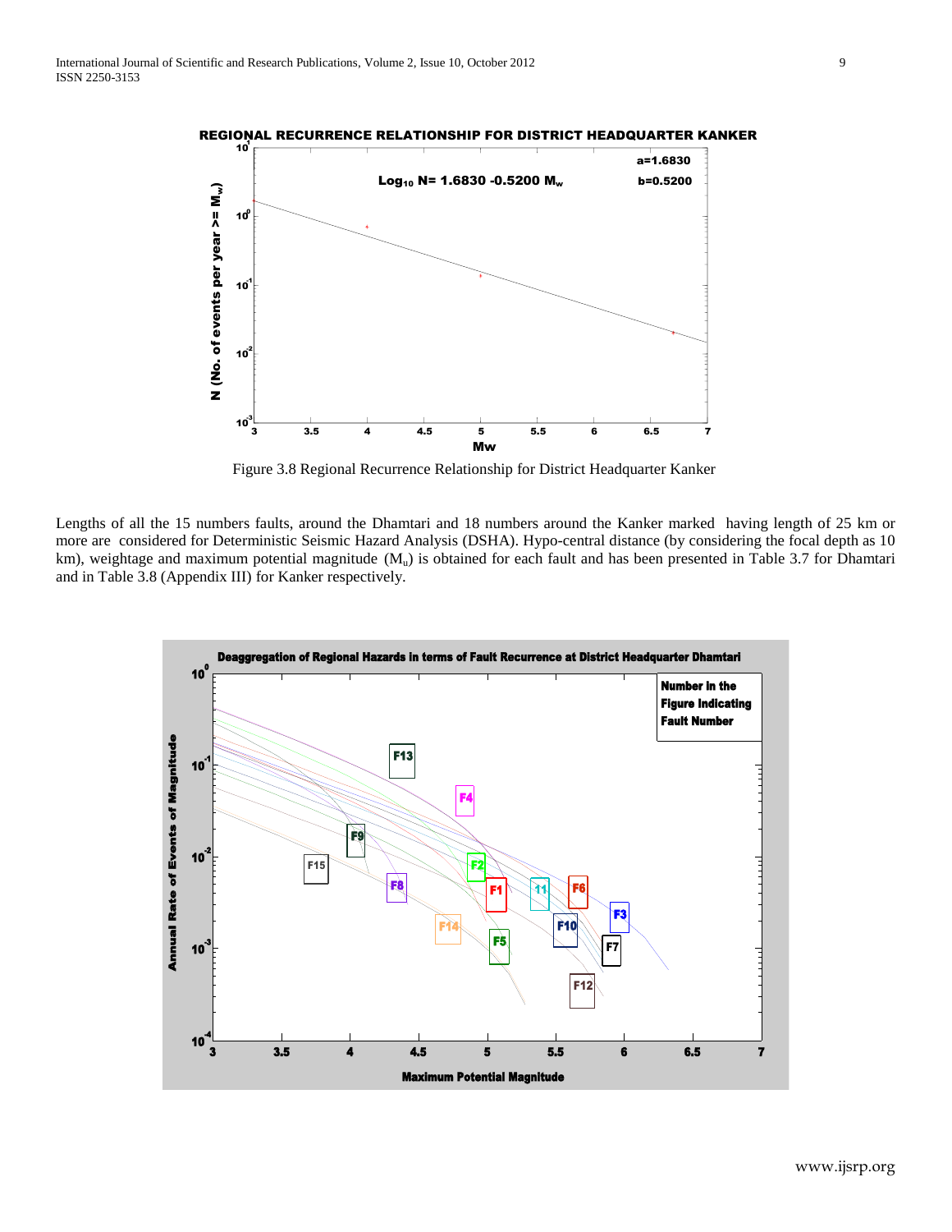Figure 3.8 Regional Recurrence Relationship for District Headquarter Kanker

Lengths of all the 15 numbers faults, around the Dhamtari and 18 numbers around the Kanker marked having length of 25 km or more are considered for Deterministic Seismic Hazard Analysis (DSHA). Hypo-central distance (by considering the focal depth as 10 km), weightage and maximum potential magnitude ($M_u$) is obtained for each fault and has been presented in Table 3.7 for Dhamtari and in Table 3.8 (Appendix III) for Kanker respectively.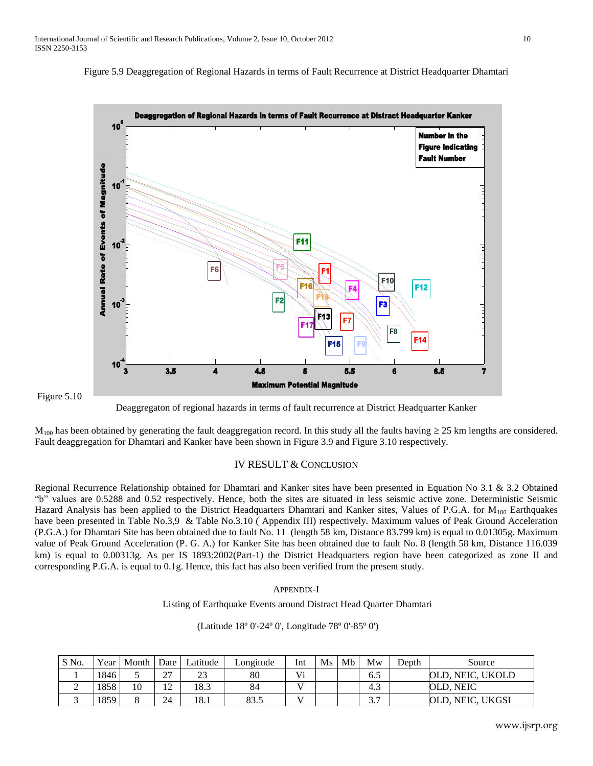Figure 5.9 Deaggregation of Regional Hazards in terms of Fault Recurrence at District Headquarter Dhamtari

Figure 5.10

Deaggregaton of regional hazards in terms of fault recurrence at District Headquarter Kanker

$M_{100}$ has been obtained by generating the fault deaggregation record. In this study all the faults having ≥ 25 km lengths are considered. Fault deaggregation for Dhamtari and Kanker have been shown in Figure 3.9 and Figure 3.10 respectively.

## IV Result & Conclusion

Regional Recurrence Relationship obtained for Dhamtari and Kanker sites have been presented in Equation No 3.1 & 3.2 Obtained "b" values are 0.5288 and 0.52 respectively. Hence, both the sites are situated in less seismic active zone. Deterministic Seismic Hazard Analysis has been applied to the District Headquarters Dhamtari and Kanker sites, Values of P.G.A. for $M_{100}$ Earthquakes have been presented in Table No.3,9 & Table No.3.10 ( Appendix III) respectively. Maximum values of Peak Ground Acceleration (P.G.A.) for Dhamtari Site has been obtained due to fault No. 11 (length 58 km, Distance 83.799 km) is equal to 0.01305g. Maximum value of Peak Ground Acceleration (P. G. A.) for Kanker Site has been obtained due to fault No. 8 (length 58 km, Distance 116.039 km) is equal to 0.00313g. As per IS 1893:2002(Part-1) the District Headquarters region have been categorized as zone II and corresponding P.G.A. is equal to 0.1g. Hence, this fact has also been verified from the present study.

## Appendix-I

Listing of Earthquake Events around Distract Head Quarter Dhamtari

(Latitude 18º 0'-24º 0', Longitude 78º 0'-85º 0')

| S No. | Year | Month | Date | Latitude | Longitude | Int | Ms | Mb | Mw | Depth | Source |
|---|---|---|---|---|---|---|---|---|---|---|---|
| 1 | 1846 | 5 | 27 | 23 | 80 | Vi | | | 6.5 | | OLD, NEIC, UKOLD |
| 2 | 1858 | 10 | 12 | 18.3 | 84 | V | | | 4.3 | | OLD, NEIC |
| 3 | 1859 | 8 | 24 | 18.1 | 83.5 | V | | | 3.7 | | OLD, NEIC, UKGSI |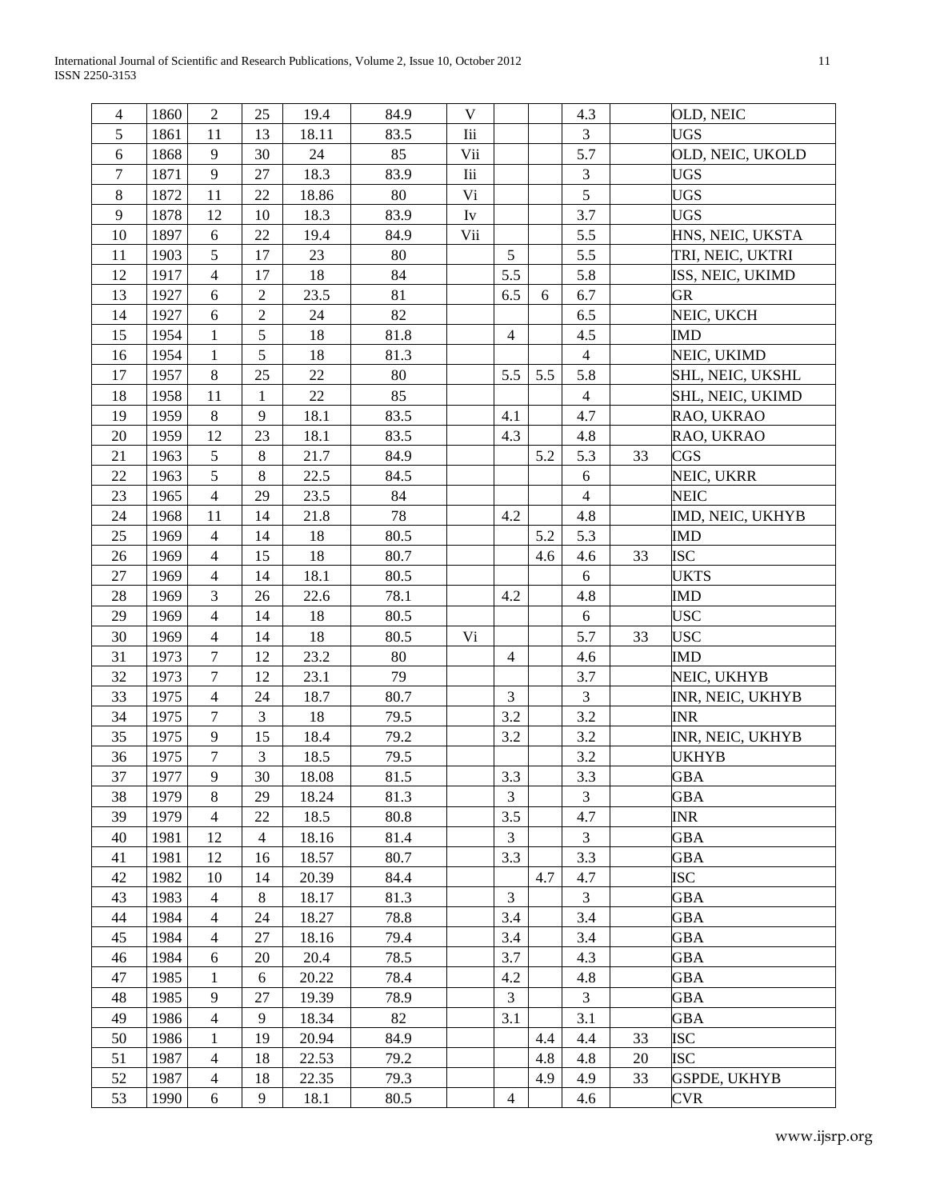| 4 | 1860 | 2 | 25 | 19.4 | 84.9 | V | | | 4.3 | | OLD, NEIC |
|---|---|---|---|---|---|---|---|---|---|---|---|
| 5 | 1861 | 11 | 13 | 18.11 | 83.5 | Iii | | | 3 | | UGS |
| 6 | 1868 | 9 | 30 | 24 | 85 | Vii | | | 5.7 | | OLD, NEIC, UKOLD |
| 7 | 1871 | 9 | 27 | 18.3 | 83.9 | Iii | | | 3 | | UGS |
| 8 | 1872 | 11 | 22 | 18.86 | 80 | Vi | | | 5 | | UGS |
| 9 | 1878 | 12 | 10 | 18.3 | 83.9 | Iv | | | 3.7 | | UGS |
| 10 | 1897 | 6 | 22 | 19.4 | 84.9 | Vii | | | 5.5 | | HNS, NEIC, UKSTA |
| 11 | 1903 | 5 | 17 | 23 | 80 | | 5 | | 5.5 | | TRI, NEIC, UKTRI |
| 12 | 1917 | 4 | 17 | 18 | 84 | | 5.5 | | 5.8 | | ISS, NEIC, UKIMD |
| 13 | 1927 | 6 | 2 | 23.5 | 81 | | 6.5 | 6 | 6.7 | | GR |
| 14 | 1927 | 6 | 2 | 24 | 82 | | | | 6.5 | | NEIC, UKCH |
| 15 | 1954 | 1 | 5 | 18 | 81.8 | | 4 | | 4.5 | | IMD |
| 16 | 1954 | 1 | 5 | 18 | 81.3 | | | | 4 | | NEIC, UKIMD |
| 17 | 1957 | 8 | 25 | 22 | 80 | | 5.5 | 5.5 | 5.8 | | SHL, NEIC, UKSHL |
| 18 | 1958 | 11 | 1 | 22 | 85 | | | | 4 | | SHL, NEIC, UKIMD |
| 19 | 1959 | 8 | 9 | 18.1 | 83.5 | | 4.1 | | 4.7 | | RAO, UKRAO |
| 20 | 1959 | 12 | 23 | 18.1 | 83.5 | | 4.3 | | 4.8 | | RAO, UKRAO |
| 21 | 1963 | 5 | 8 | 21.7 | 84.9 | | | 5.2 | 5.3 | 33 | CGS |
| 22 | 1963 | 5 | 8 | 22.5 | 84.5 | | | | 6 | | NEIC, UKRR |
| 23 | 1965 | 4 | 29 | 23.5 | 84 | | | | 4 | | NEIC |
| 24 | 1968 | 11 | 14 | 21.8 | 78 | | 4.2 | | 4.8 | | IMD, NEIC, UKHYB |
| 25 | 1969 | 4 | 14 | 18 | 80.5 | | | 5.2 | 5.3 | | IMD |
| 26 | 1969 | 4 | 15 | 18 | 80.7 | | | 4.6 | 4.6 | 33 | ISC |
| 27 | 1969 | 4 | 14 | 18.1 | 80.5 | | | | 6 | | UKTS |
| 28 | 1969 | 3 | 26 | 22.6 | 78.1 | | 4.2 | | 4.8 | | IMD |
| 29 | 1969 | 4 | 14 | 18 | 80.5 | | | | 6 | | USC |
| 30 | 1969 | 4 | 14 | 18 | 80.5 | Vi | | | 5.7 | 33 | USC |
| 31 | 1973 | 7 | 12 | 23.2 | 80 | | 4 | | 4.6 | | IMD |
| 32 | 1973 | 7 | 12 | 23.1 | 79 | | | | 3.7 | | NEIC, UKHYB |
| 33 | 1975 | 4 | 24 | 18.7 | 80.7 | | 3 | | 3 | | INR, NEIC, UKHYB |
| 34 | 1975 | 7 | 3 | 18 | 79.5 | | 3.2 | | 3.2 | | INR |
| 35 | 1975 | 9 | 15 | 18.4 | 79.2 | | 3.2 | | 3.2 | | INR, NEIC, UKHYB |
| 36 | 1975 | 7 | 3 | 18.5 | 79.5 | | | | 3.2 | | UKHYB |
| 37 | 1977 | 9 | 30 | 18.08 | 81.5 | | 3.3 | | 3.3 | | GBA |
| 38 | 1979 | 8 | 29 | 18.24 | 81.3 | | 3 | | 3 | | GBA |
| 39 | 1979 | 4 | 22 | 18.5 | 80.8 | | 3.5 | | 4.7 | | INR |
| 40 | 1981 | 12 | 4 | 18.16 | 81.4 | | 3 | | 3 | | GBA |
| 41 | 1981 | 12 | 16 | 18.57 | 80.7 | | 3.3 | | 3.3 | | GBA |
| 42 | 1982 | 10 | 14 | 20.39 | 84.4 | | | 4.7 | 4.7 | | ISC |
| 43 | 1983 | 4 | 8 | 18.17 | 81.3 | | 3 | | 3 | | GBA |
| 44 | 1984 | 4 | 24 | 18.27 | 78.8 | | 3.4 | | 3.4 | | GBA |
| 45 | 1984 | 4 | 27 | 18.16 | 79.4 | | 3.4 | | 3.4 | | GBA |
| 46 | 1984 | 6 | 20 | 20.4 | 78.5 | | 3.7 | | 4.3 | | GBA |
| 47 | 1985 | 1 | 6 | 20.22 | 78.4 | | 4.2 | | 4.8 | | GBA |
| 48 | 1985 | 9 | 27 | 19.39 | 78.9 | | 3 | | 3 | | GBA |
| 49 | 1986 | 4 | 9 | 18.34 | 82 | | 3.1 | | 3.1 | | GBA |
| 50 | 1986 | 1 | 19 | 20.94 | 84.9 | | | 4.4 | 4.4 | 33 | ISC |
| 51 | 1987 | 4 | 18 | 22.53 | 79.2 | | | 4.8 | 4.8 | 20 | ISC |
| 52 | 1987 | 4 | 18 | 22.35 | 79.3 | | | 4.9 | 4.9 | 33 | GSPDE, UKHYB |
| 53 | 1990 | 6 | 9 | 18.1 | 80.5 | | 4 | | 4.6 | | CVR |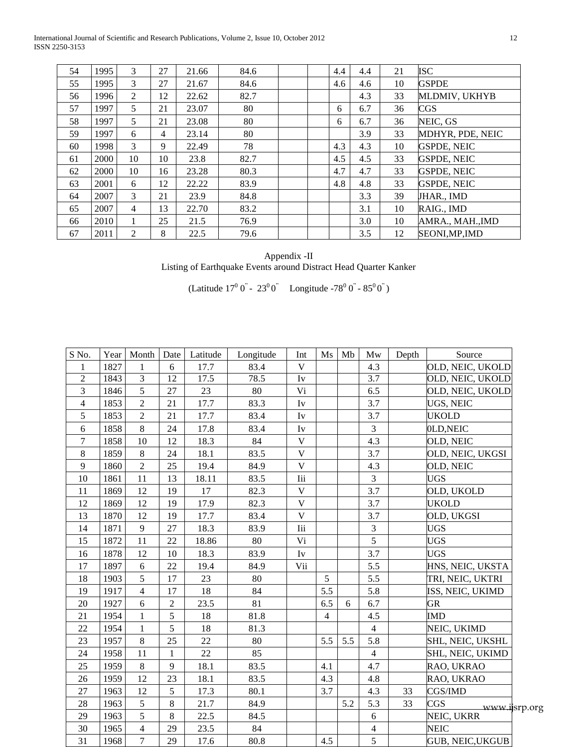| S No. | Year | Month | Date | Latitude | Longitude | Int | Ms | Mb | Mw | Depth | Source |
|---|---|---|---|---|---|---|---|---|---|---|---|
| 54 | 1995 | 3 | 27 | 21.66 | 84.6 | | | 4.4 | 4.4 | 21 | ISC |
| 55 | 1995 | 3 | 27 | 21.67 | 84.6 | | | 4.6 | 4.6 | 10 | GSPDE |
| 56 | 1996 | 2 | 12 | 22.62 | 82.7 | | | | 4.3 | 33 | MLDMIV, UKHYB |
| 57 | 1997 | 5 | 21 | 23.07 | 80 | | | 6 | 6.7 | 36 | CGS |
| 58 | 1997 | 5 | 21 | 23.08 | 80 | | | 6 | 6.7 | 36 | NEIC, GS |
| 59 | 1997 | 6 | 4 | 23.14 | 80 | | | | 3.9 | 33 | MDHYR, PDE, NEIC |
| 60 | 1998 | 3 | 9 | 22.49 | 78 | | | 4.3 | 4.3 | 10 | GSPDE, NEIC |
| 61 | 2000 | 10 | 10 | 23.8 | 82.7 | | | 4.5 | 4.5 | 33 | GSPDE, NEIC |
| 62 | 2000 | 10 | 16 | 23.28 | 80.3 | | | 4.7 | 4.7 | 33 | GSPDE, NEIC |
| 63 | 2001 | 6 | 12 | 22.22 | 83.9 | | | 4.8 | 4.8 | 33 | GSPDE, NEIC |
| 64 | 2007 | 3 | 21 | 23.9 | 84.8 | | | | 3.3 | 39 | JHAR., IMD |
| 65 | 2007 | 4 | 13 | 22.70 | 83.2 | | | | 3.1 | 10 | RAIG., IMD |
| 66 | 2010 | 1 | 25 | 21.5 | 76.9 | | | | 3.0 | 10 | AMRA., MAH.,IMD |
| 67 | 2011 | 2 | 8 | 22.5 | 79.6 | | | | 3.5 | 12 | SEONI,MP,IMD |

Appendix -II

Listing of Earthquake Events around Distract Head Quarter Kanker

(Latitude $17^0$ 0'' - $23^0$ 0'' Longitude -$78^0$ 0'' - $85^0$ 0'')

| S No. | Year | Month | Date | Latitude | Longitude | Int | Ms | Mb | Mw | Depth | Source |
|---|---|---|---|---|---|---|---|---|---|---|---|
| 1 | 1827 | 1 | 6 | 17.7 | 83.4 | V | | | 4.3 | | OLD, NEIC, UKOLD |
| 2 | 1843 | 3 | 12 | 17.5 | 78.5 | Iv | | | 3.7 | | OLD, NEIC, UKOLD |
| 3 | 1846 | 5 | 27 | 23 | 80 | Vi | | | 6.5 | | OLD, NEIC, UKOLD |
| 4 | 1853 | 2 | 21 | 17.7 | 83.3 | Iv | | | 3.7 | | UGS, NEIC |
| 5 | 1853 | 2 | 21 | 17.7 | 83.4 | Iv | | | 3.7 | | UKOLD |
| 6 | 1858 | 8 | 24 | 17.8 | 83.4 | Iv | | | 3 | | 0LD,NEIC |
| 7 | 1858 | 10 | 12 | 18.3 | 84 | V | | | 4.3 | | OLD, NEIC |
| 8 | 1859 | 8 | 24 | 18.1 | 83.5 | V | | | 3.7 | | OLD, NEIC, UKGSI |
| 9 | 1860 | 2 | 25 | 19.4 | 84.9 | V | | | 4.3 | | OLD, NEIC |
| 10 | 1861 | 11 | 13 | 18.11 | 83.5 | Iii | | | 3 | | UGS |
| 11 | 1869 | 12 | 19 | 17 | 82.3 | V | | | 3.7 | | OLD, UKOLD |
| 12 | 1869 | 12 | 19 | 17.9 | 82.3 | V | | | 3.7 | | UKOLD |
| 13 | 1870 | 12 | 19 | 17.7 | 83.4 | V | | | 3.7 | | OLD, UKGSI |
| 14 | 1871 | 9 | 27 | 18.3 | 83.9 | Iii | | | 3 | | UGS |
| 15 | 1872 | 11 | 22 | 18.86 | 80 | Vi | | | 5 | | UGS |
| 16 | 1878 | 12 | 10 | 18.3 | 83.9 | Iv | | | 3.7 | | UGS |
| 17 | 1897 | 6 | 22 | 19.4 | 84.9 | Vii | | | 5.5 | | HNS, NEIC, UKSTA |
| 18 | 1903 | 5 | 17 | 23 | 80 | | 5 | | 5.5 | | TRI, NEIC, UKTRI |
| 19 | 1917 | 4 | 17 | 18 | 84 | | 5.5 | | 5.8 | | ISS, NEIC, UKIMD |
| 20 | 1927 | 6 | 2 | 23.5 | 81 | | 6.5 | 6 | 6.7 | | GR |
| 21 | 1954 | 1 | 5 | 18 | 81.8 | | 4 | | 4.5 | | IMD |
| 22 | 1954 | 1 | 5 | 18 | 81.3 | | | | 4 | | NEIC, UKIMD |
| 23 | 1957 | 8 | 25 | 22 | 80 | | 5.5 | 5.5 | 5.8 | | SHL, NEIC, UKSHL |
| 24 | 1958 | 11 | 1 | 22 | 85 | | | | 4 | | SHL, NEIC, UKIMD |
| 25 | 1959 | 8 | 9 | 18.1 | 83.5 | | 4.1 | | 4.7 | | RAO, UKRAO |
| 26 | 1959 | 12 | 23 | 18.1 | 83.5 | | 4.3 | | 4.8 | | RAO, UKRAO |
| 27 | 1963 | 12 | 5 | 17.3 | 80.1 | | 3.7 | | 4.3 | 33 | CGS/IMD |
| 28 | 1963 | 5 | 8 | 21.7 | 84.9 | | | 5.2 | 5.3 | 33 | CGS |
| 29 | 1963 | 5 | 8 | 22.5 | 84.5 | | | | 6 | | NEIC, UKRR |
| 30 | 1965 | 4 | 29 | 23.5 | 84 | | | | 4 | | NEIC |
| 31 | 1968 | 7 | 29 | 17.6 | 80.8 | | 4.5 | | 5 | | GUB, NEIC,UKGUB |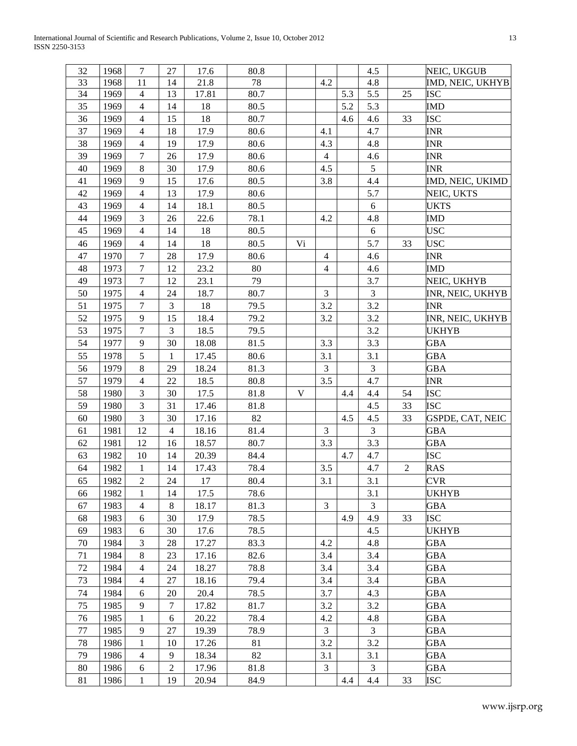| 32 | 1968 | 7 | 27 | 17.6 | 80.8 | | | | 4.5 | | NEIC, UKGUB |
|---|---|---|---|---|---|---|---|---|---|---|---|
| 33 | 1968 | 11 | 14 | 21.8 | 78 | | 4.2 | | 4.8 | | IMD, NEIC, UKHYB |
| 34 | 1969 | 4 | 13 | 17.81 | 80.7 | | | 5.3 | 5.5 | 25 | ISC |
| 35 | 1969 | 4 | 14 | 18 | 80.5 | | | 5.2 | 5.3 | | IMD |
| 36 | 1969 | 4 | 15 | 18 | 80.7 | | | 4.6 | 4.6 | 33 | ISC |
| 37 | 1969 | 4 | 18 | 17.9 | 80.6 | | 4.1 | | 4.7 | | INR |
| 38 | 1969 | 4 | 19 | 17.9 | 80.6 | | 4.3 | | 4.8 | | INR |
| 39 | 1969 | 7 | 26 | 17.9 | 80.6 | | 4 | | 4.6 | | INR |
| 40 | 1969 | 8 | 30 | 17.9 | 80.6 | | 4.5 | | 5 | | INR |
| 41 | 1969 | 9 | 15 | 17.6 | 80.5 | | 3.8 | | 4.4 | | IMD, NEIC, UKIMD |
| 42 | 1969 | 4 | 13 | 17.9 | 80.6 | | | | 5.7 | | NEIC, UKTS |
| 43 | 1969 | 4 | 14 | 18.1 | 80.5 | | | | 6 | | UKTS |
| 44 | 1969 | 3 | 26 | 22.6 | 78.1 | | 4.2 | | 4.8 | | IMD |
| 45 | 1969 | 4 | 14 | 18 | 80.5 | | | | 6 | | USC |
| 46 | 1969 | 4 | 14 | 18 | 80.5 | Vi | | | 5.7 | 33 | USC |
| 47 | 1970 | 7 | 28 | 17.9 | 80.6 | | 4 | | 4.6 | | INR |
| 48 | 1973 | 7 | 12 | 23.2 | 80 | | 4 | | 4.6 | | IMD |
| 49 | 1973 | 7 | 12 | 23.1 | 79 | | | | 3.7 | | NEIC, UKHYB |
| 50 | 1975 | 4 | 24 | 18.7 | 80.7 | | 3 | | 3 | | INR, NEIC, UKHYB |
| 51 | 1975 | 7 | 3 | 18 | 79.5 | | 3.2 | | 3.2 | | INR |
| 52 | 1975 | 9 | 15 | 18.4 | 79.2 | | 3.2 | | 3.2 | | INR, NEIC, UKHYB |
| 53 | 1975 | 7 | 3 | 18.5 | 79.5 | | | | 3.2 | | UKHYB |
| 54 | 1977 | 9 | 30 | 18.08 | 81.5 | | 3.3 | | 3.3 | | GBA |
| 55 | 1978 | 5 | 1 | 17.45 | 80.6 | | 3.1 | | 3.1 | | GBA |
| 56 | 1979 | 8 | 29 | 18.24 | 81.3 | | 3 | | 3 | | GBA |
| 57 | 1979 | 4 | 22 | 18.5 | 80.8 | | 3.5 | | 4.7 | | INR |
| 58 | 1980 | 3 | 30 | 17.5 | 81.8 | V | | 4.4 | 4.4 | 54 | ISC |
| 59 | 1980 | 3 | 31 | 17.46 | 81.8 | | | | 4.5 | 33 | ISC |
| 60 | 1980 | 3 | 30 | 17.16 | 82 | | | 4.5 | 4.5 | 33 | GSPDE, CAT, NEIC |
| 61 | 1981 | 12 | 4 | 18.16 | 81.4 | | 3 | | 3 | | GBA |
| 62 | 1981 | 12 | 16 | 18.57 | 80.7 | | 3.3 | | 3.3 | | GBA |
| 63 | 1982 | 10 | 14 | 20.39 | 84.4 | | | 4.7 | 4.7 | | ISC |
| 64 | 1982 | 1 | 14 | 17.43 | 78.4 | | 3.5 | | 4.7 | 2 | RAS |
| 65 | 1982 | 2 | 24 | 17 | 80.4 | | 3.1 | | 3.1 | | CVR |
| 66 | 1982 | 1 | 14 | 17.5 | 78.6 | | | | 3.1 | | UKHYB |
| 67 | 1983 | 4 | 8 | 18.17 | 81.3 | | 3 | | 3 | | GBA |
| 68 | 1983 | 6 | 30 | 17.9 | 78.5 | | | 4.9 | 4.9 | 33 | ISC |
| 69 | 1983 | 6 | 30 | 17.6 | 78.5 | | | | 4.5 | | UKHYB |
| 70 | 1984 | 3 | 28 | 17.27 | 83.3 | | 4.2 | | 4.8 | | GBA |
| 71 | 1984 | 8 | 23 | 17.16 | 82.6 | | 3.4 | | 3.4 | | GBA |
| 72 | 1984 | 4 | 24 | 18.27 | 78.8 | | 3.4 | | 3.4 | | GBA |
| 73 | 1984 | 4 | 27 | 18.16 | 79.4 | | 3.4 | | 3.4 | | GBA |
| 74 | 1984 | 6 | 20 | 20.4 | 78.5 | | 3.7 | | 4.3 | | GBA |
| 75 | 1985 | 9 | 7 | 17.82 | 81.7 | | 3.2 | | 3.2 | | GBA |
| 76 | 1985 | 1 | 6 | 20.22 | 78.4 | | 4.2 | | 4.8 | | GBA |
| 77 | 1985 | 9 | 27 | 19.39 | 78.9 | | 3 | | 3 | | GBA |
| 78 | 1986 | 1 | 10 | 17.26 | 81 | | 3.2 | | 3.2 | | GBA |
| 79 | 1986 | 4 | 9 | 18.34 | 82 | | 3.1 | | 3.1 | | GBA |
| 80 | 1986 | 6 | 2 | 17.96 | 81.8 | | 3 | | 3 | | GBA |
| 81 | 1986 | 1 | 19 | 20.94 | 84.9 | | | 4.4 | 4.4 | 33 | ISC |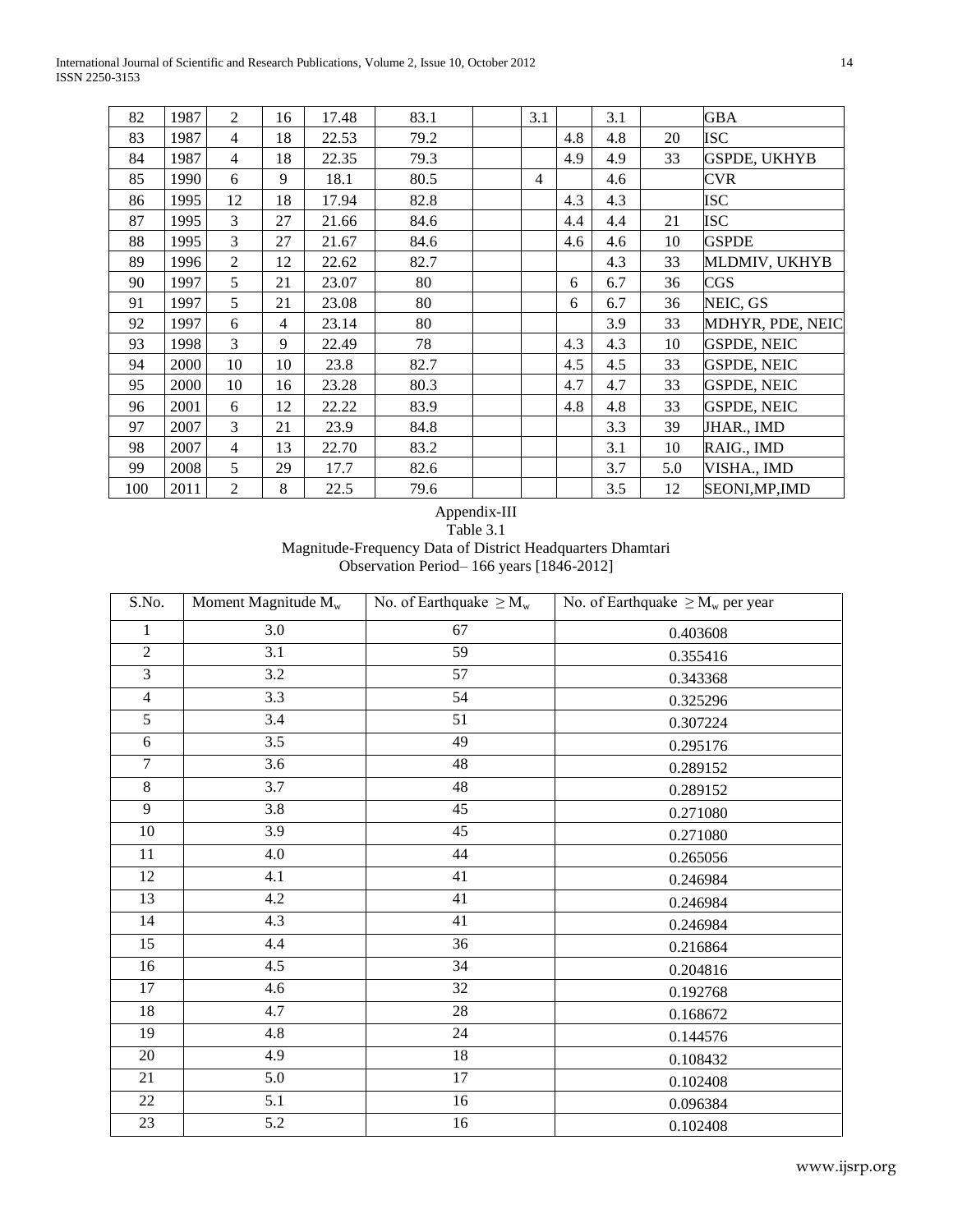| | | | | | | | | | | | |
|---|---|---|---|---|---|---|---|---|---|---|---|
| 82 | 1987 | 2 | 16 | 17.48 | 83.1 | | 3.1 | | 3.1 | | GBA |
| 83 | 1987 | 4 | 18 | 22.53 | 79.2 | | | 4.8 | 4.8 | 20 | ISC |
| 84 | 1987 | 4 | 18 | 22.35 | 79.3 | | | 4.9 | 4.9 | 33 | GSPDE, UKHYB |
| 85 | 1990 | 6 | 9 | 18.1 | 80.5 | | 4 | | 4.6 | | CVR |
| 86 | 1995 | 12 | 18 | 17.94 | 82.8 | | | 4.3 | 4.3 | | ISC |
| 87 | 1995 | 3 | 27 | 21.66 | 84.6 | | | 4.4 | 4.4 | 21 | ISC |
| 88 | 1995 | 3 | 27 | 21.67 | 84.6 | | | 4.6 | 4.6 | 10 | GSPDE |
| 89 | 1996 | 2 | 12 | 22.62 | 82.7 | | | | 4.3 | 33 | MLDMIV, UKHYB |
| 90 | 1997 | 5 | 21 | 23.07 | 80 | | | 6 | 6.7 | 36 | CGS |
| 91 | 1997 | 5 | 21 | 23.08 | 80 | | | 6 | 6.7 | 36 | NEIC, GS |
| 92 | 1997 | 6 | 4 | 23.14 | 80 | | | | 3.9 | 33 | MDHYR, PDE, NEIC |
| 93 | 1998 | 3 | 9 | 22.49 | 78 | | | 4.3 | 4.3 | 10 | GSPDE, NEIC |
| 94 | 2000 | 10 | 10 | 23.8 | 82.7 | | | 4.5 | 4.5 | 33 | GSPDE, NEIC |
| 95 | 2000 | 10 | 16 | 23.28 | 80.3 | | | 4.7 | 4.7 | 33 | GSPDE, NEIC |
| 96 | 2001 | 6 | 12 | 22.22 | 83.9 | | | 4.8 | 4.8 | 33 | GSPDE, NEIC |
| 97 | 2007 | 3 | 21 | 23.9 | 84.8 | | | | 3.3 | 39 | JHAR., IMD |
| 98 | 2007 | 4 | 13 | 22.70 | 83.2 | | | | 3.1 | 10 | RAIG., IMD |
| 99 | 2008 | 5 | 29 | 17.7 | 82.6 | | | | 3.7 | 5.0 | VISHA., IMD |
| 100 | 2011 | 2 | 8 | 22.5 | 79.6 | | | | 3.5 | 12 | SEONI,MP,IMD |

Appendix-III

Table 3.1

Magnitude-Frequency Data of District Headquarters Dhamtari

Observation Period– 166 years [1846-2012]

| S.No. | Moment Magnitude $M_w$ | No. of Earthquake $\geq M_w$ | No. of Earthquake $\geq M_w$ per year |
|---|---|---|---|
| 1 | 3.0 | 67 | 0.403608 |
| 2 | 3.1 | 59 | 0.355416 |
| 3 | 3.2 | 57 | 0.343368 |
| 4 | 3.3 | 54 | 0.325296 |
| 5 | 3.4 | 51 | 0.307224 |
| 6 | 3.5 | 49 | 0.295176 |
| 7 | 3.6 | 48 | 0.289152 |
| 8 | 3.7 | 48 | 0.289152 |
| 9 | 3.8 | 45 | 0.271080 |
| 10 | 3.9 | 45 | 0.271080 |
| 11 | 4.0 | 44 | 0.265056 |
| 12 | 4.1 | 41 | 0.246984 |
| 13 | 4.2 | 41 | 0.246984 |
| 14 | 4.3 | 41 | 0.246984 |
| 15 | 4.4 | 36 | 0.216864 |
| 16 | 4.5 | 34 | 0.204816 |
| 17 | 4.6 | 32 | 0.192768 |
| 18 | 4.7 | 28 | 0.168672 |
| 19 | 4.8 | 24 | 0.144576 |
| 20 | 4.9 | 18 | 0.108432 |
| 21 | 5.0 | 17 | 0.102408 |
| 22 | 5.1 | 16 | 0.096384 |
| 23 | 5.2 | 16 | 0.102408 |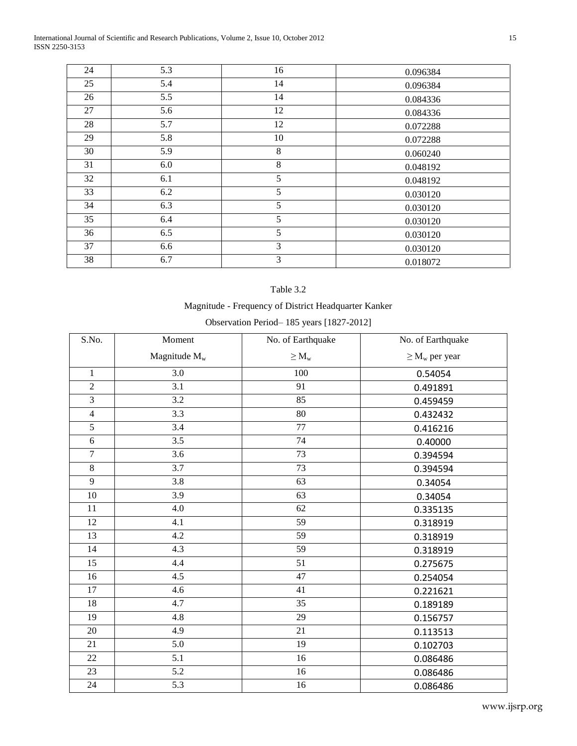| 24 | 5.3 | 16 | 0.096384 |
|---|---|---|---|
| 25 | 5.4 | 14 | 0.096384 |
| 26 | 5.5 | 14 | 0.084336 |
| 27 | 5.6 | 12 | 0.084336 |
| 28 | 5.7 | 12 | 0.072288 |
| 29 | 5.8 | 10 | 0.072288 |
| 30 | 5.9 | 8 | 0.060240 |
| 31 | 6.0 | 8 | 0.048192 |
| 32 | 6.1 | 5 | 0.048192 |
| 33 | 6.2 | 5 | 0.030120 |
| 34 | 6.3 | 5 | 0.030120 |
| 35 | 6.4 | 5 | 0.030120 |
| 36 | 6.5 | 5 | 0.030120 |
| 37 | 6.6 | 3 | 0.030120 |
| 38 | 6.7 | 3 | 0.018072 |

Table 3.2

Magnitude - Frequency of District Headquarter Kanker

Observation Period– 185 years [1827-2012]

| S.No. | Moment Magnitude $M_w$ | No. of Earthquake $\geq M_w$ | No. of Earthquake $\geq M_w$ per year |
|---|---|---|---|
| 1 | 3.0 | 100 | 0.54054 |
| 2 | 3.1 | 91 | 0.491891 |
| 3 | 3.2 | 85 | 0.459459 |
| 4 | 3.3 | 80 | 0.432432 |
| 5 | 3.4 | 77 | 0.416216 |
| 6 | 3.5 | 74 | 0.40000 |
| 7 | 3.6 | 73 | 0.394594 |
| 8 | 3.7 | 73 | 0.394594 |
| 9 | 3.8 | 63 | 0.34054 |
| 10 | 3.9 | 63 | 0.34054 |
| 11 | 4.0 | 62 | 0.335135 |
| 12 | 4.1 | 59 | 0.318919 |
| 13 | 4.2 | 59 | 0.318919 |
| 14 | 4.3 | 59 | 0.318919 |
| 15 | 4.4 | 51 | 0.275675 |
| 16 | 4.5 | 47 | 0.254054 |
| 17 | 4.6 | 41 | 0.221621 |
| 18 | 4.7 | 35 | 0.189189 |
| 19 | 4.8 | 29 | 0.156757 |
| 20 | 4.9 | 21 | 0.113513 |
| 21 | 5.0 | 19 | 0.102703 |
| 22 | 5.1 | 16 | 0.086486 |
| 23 | 5.2 | 16 | 0.086486 |
| 24 | 5.3 | 16 | 0.086486 |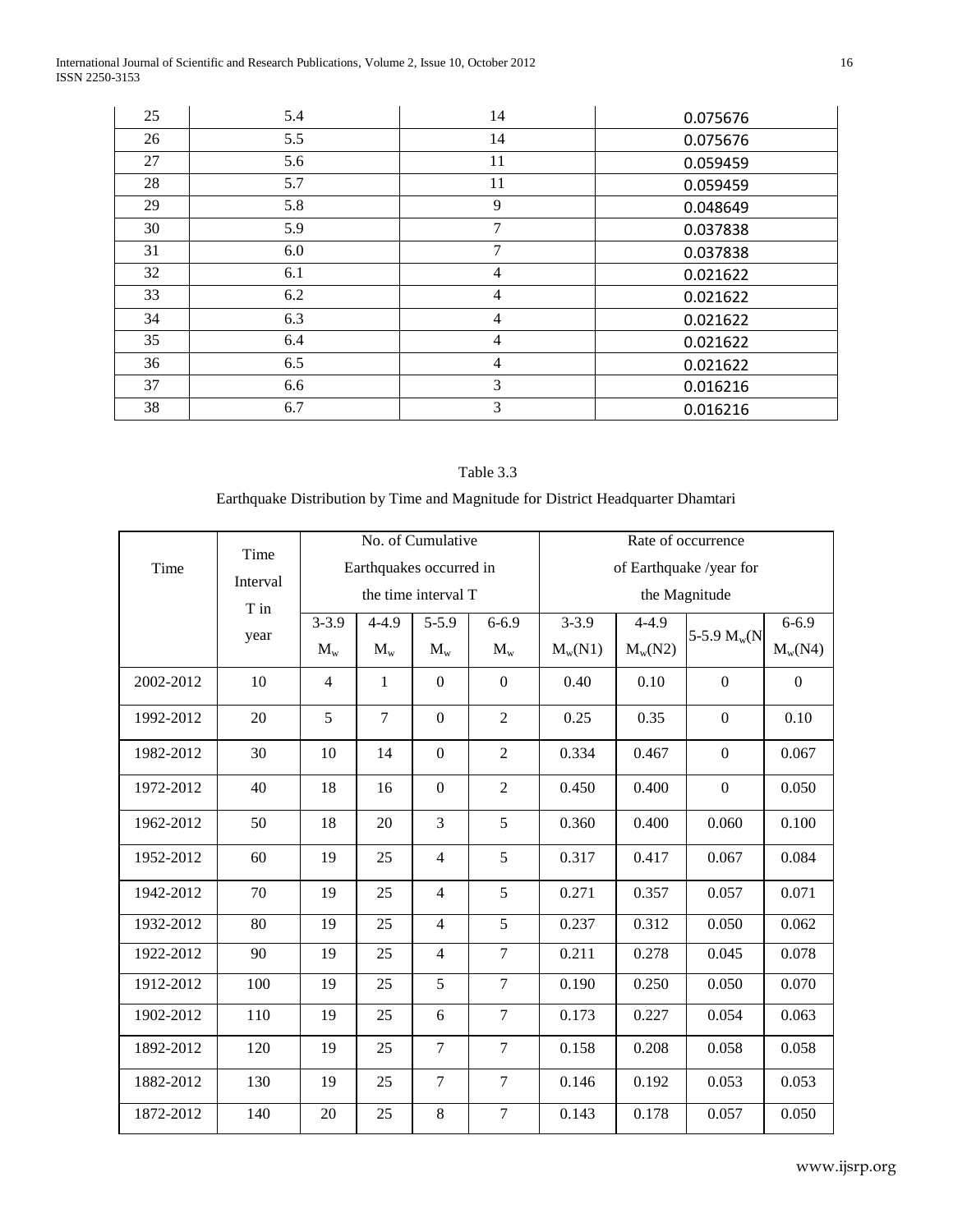| 25 | 5.4 | 14 | 0.075676 |
|---|---|---|---|
| 26 | 5.5 | 14 | 0.075676 |
| 27 | 5.6 | 11 | 0.059459 |
| 28 | 5.7 | 11 | 0.059459 |
| 29 | 5.8 | 9 | 0.048649 |
| 30 | 5.9 | 7 | 0.037838 |
| 31 | 6.0 | 7 | 0.037838 |
| 32 | 6.1 | 4 | 0.021622 |
| 33 | 6.2 | 4 | 0.021622 |
| 34 | 6.3 | 4 | 0.021622 |
| 35 | 6.4 | 4 | 0.021622 |
| 36 | 6.5 | 4 | 0.021622 |
| 37 | 6.6 | 3 | 0.016216 |
| 38 | 6.7 | 3 | 0.016216 |

Table 3.3

Earthquake Distribution by Time and Magnitude for District Headquarter Dhamtari

| Time | Time Interval T in year | No. of Cumulative Earthquakes occurred in the time interval T | | | | Rate of occurrence of Earthquake /year for the Magnitude | | | |
|---|---|---|---|---|---|---|---|---|---|
| | | 3-3.9 $M_w$ | 4-4.9 $M_w$ | 5-5.9 $M_w$ | 6-6.9 $M_w$ | 3-3.9 $M_w$(N1) | 4-4.9 $M_w$(N2) | 5-5.9 $M_w$(N | 6-6.9 $M_w$(N4) |
| 2002-2012 | 10 | 4 | 1 | 0 | 0 | 0.40 | 0.10 | 0 | 0 |
| 1992-2012 | 20 | 5 | 7 | 0 | 2 | 0.25 | 0.35 | 0 | 0.10 |
| 1982-2012 | 30 | 10 | 14 | 0 | 2 | 0.334 | 0.467 | 0 | 0.067 |
| 1972-2012 | 40 | 18 | 16 | 0 | 2 | 0.450 | 0.400 | 0 | 0.050 |
| 1962-2012 | 50 | 18 | 20 | 3 | 5 | 0.360 | 0.400 | 0.060 | 0.100 |
| 1952-2012 | 60 | 19 | 25 | 4 | 5 | 0.317 | 0.417 | 0.067 | 0.084 |
| 1942-2012 | 70 | 19 | 25 | 4 | 5 | 0.271 | 0.357 | 0.057 | 0.071 |
| 1932-2012 | 80 | 19 | 25 | 4 | 5 | 0.237 | 0.312 | 0.050 | 0.062 |
| 1922-2012 | 90 | 19 | 25 | 4 | 7 | 0.211 | 0.278 | 0.045 | 0.078 |
| 1912-2012 | 100 | 19 | 25 | 5 | 7 | 0.190 | 0.250 | 0.050 | 0.070 |
| 1902-2012 | 110 | 19 | 25 | 6 | 7 | 0.173 | 0.227 | 0.054 | 0.063 |
| 1892-2012 | 120 | 19 | 25 | 7 | 7 | 0.158 | 0.208 | 0.058 | 0.058 |
| 1882-2012 | 130 | 19 | 25 | 7 | 7 | 0.146 | 0.192 | 0.053 | 0.053 |
| 1872-2012 | 140 | 20 | 25 | 8 | 7 | 0.143 | 0.178 | 0.057 | 0.050 |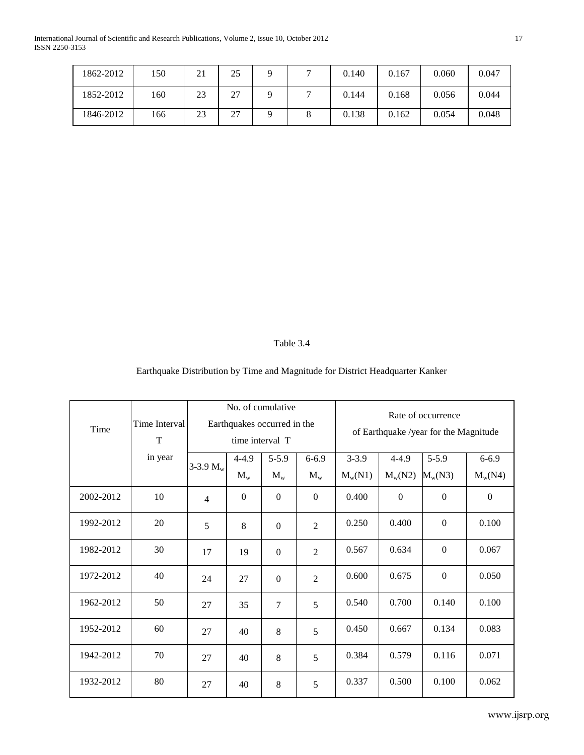| 1862-2012 | 150 | 21 | 25 | 9 | 7 | 0.140 | 0.167 | 0.060 | 0.047 |
|---|---|---|---|---|---|---|---|---|---|
| 1852-2012 | 160 | 23 | 27 | 9 | 7 | 0.144 | 0.168 | 0.056 | 0.044 |
| 1846-2012 | 166 | 23 | 27 | 9 | 8 | 0.138 | 0.162 | 0.054 | 0.048 |

Table 3.4

Earthquake Distribution by Time and Magnitude for District Headquarter Kanker

| Time | Time Interval T in year | No. of cumulative Earthquakes occurred in the time interval T | | | | Rate of occurrence of Earthquake /year for the Magnitude | | | |
|---|---|---|---|---|---|---|---|---|---|
| | | 3-3.9 $M_w$ | 4-4.9 $M_w$ | 5-5.9 $M_w$ | 6-6.9 $M_w$ | 3-3.9 $M_w$(N1) | 4-4.9 $M_w$(N2) | 5-5.9 $M_w$(N3) | 6-6.9 $M_w$(N4) |
| 2002-2012 | 10 | 4 | 0 | 0 | 0 | 0.400 | 0 | 0 | 0 |
| 1992-2012 | 20 | 5 | 8 | 0 | 2 | 0.250 | 0.400 | 0 | 0.100 |
| 1982-2012 | 30 | 17 | 19 | 0 | 2 | 0.567 | 0.634 | 0 | 0.067 |
| 1972-2012 | 40 | 24 | 27 | 0 | 2 | 0.600 | 0.675 | 0 | 0.050 |
| 1962-2012 | 50 | 27 | 35 | 7 | 5 | 0.540 | 0.700 | 0.140 | 0.100 |
| 1952-2012 | 60 | 27 | 40 | 8 | 5 | 0.450 | 0.667 | 0.134 | 0.083 |
| 1942-2012 | 70 | 27 | 40 | 8 | 5 | 0.384 | 0.579 | 0.116 | 0.071 |
| 1932-2012 | 80 | 27 | 40 | 8 | 5 | 0.337 | 0.500 | 0.100 | 0.062 |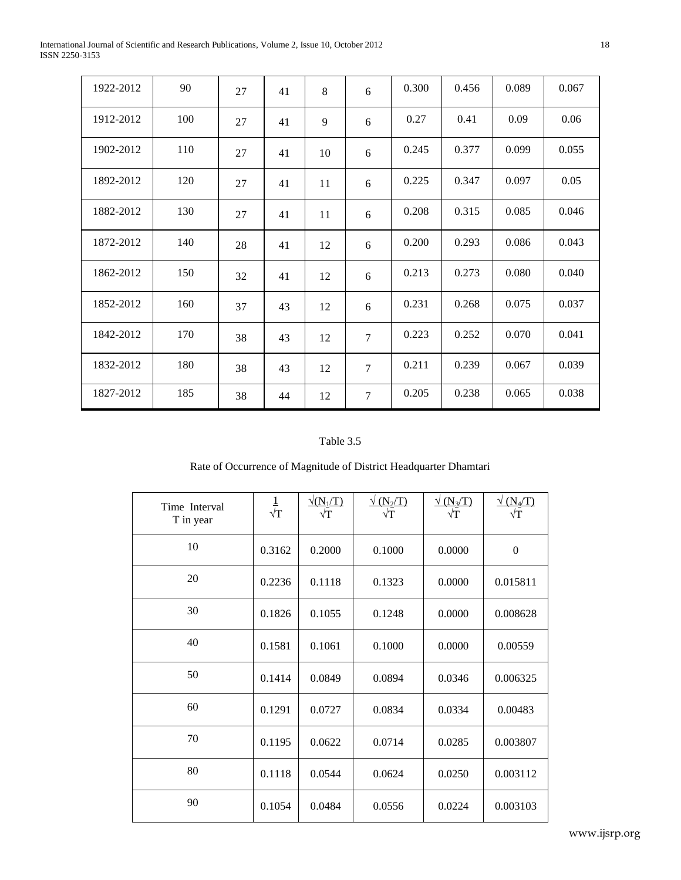| | | | | | | | | | |
|---|---|---|---|---|---|---|---|---|---|
| 1922-2012 | 90 | 27 | 41 | 8 | 6 | 0.300 | 0.456 | 0.089 | 0.067 |
| 1912-2012 | 100 | 27 | 41 | 9 | 6 | 0.27 | 0.41 | 0.09 | 0.06 |
| 1902-2012 | 110 | 27 | 41 | 10 | 6 | 0.245 | 0.377 | 0.099 | 0.055 |
| 1892-2012 | 120 | 27 | 41 | 11 | 6 | 0.225 | 0.347 | 0.097 | 0.05 |
| 1882-2012 | 130 | 27 | 41 | 11 | 6 | 0.208 | 0.315 | 0.085 | 0.046 |
| 1872-2012 | 140 | 28 | 41 | 12 | 6 | 0.200 | 0.293 | 0.086 | 0.043 |
| 1862-2012 | 150 | 32 | 41 | 12 | 6 | 0.213 | 0.273 | 0.080 | 0.040 |
| 1852-2012 | 160 | 37 | 43 | 12 | 6 | 0.231 | 0.268 | 0.075 | 0.037 |
| 1842-2012 | 170 | 38 | 43 | 12 | 7 | 0.223 | 0.252 | 0.070 | 0.041 |
| 1832-2012 | 180 | 38 | 43 | 12 | 7 | 0.211 | 0.239 | 0.067 | 0.039 |
| 1827-2012 | 185 | 38 | 44 | 12 | 7 | 0.205 | 0.238 | 0.065 | 0.038 |

Table 3.5

Rate of Occurrence of Magnitude of District Headquarter Dhamtari

| Time Interval T in year | $\frac{1}{\sqrt{T}}$ | $\frac{\sqrt{(N_1/T)}}{\sqrt{T}}$ | $\frac{\sqrt{(N_2/T)}}{\sqrt{T}}$ | $\frac{\sqrt{(N_3/T)}}{\sqrt{T}}$ | $\frac{\sqrt{(N_4/T)}}{\sqrt{T}}$ |
|---|---|---|---|---|---|
| 10 | 0.3162 | 0.2000 | 0.1000 | 0.0000 | 0 |
| 20 | 0.2236 | 0.1118 | 0.1323 | 0.0000 | 0.015811 |
| 30 | 0.1826 | 0.1055 | 0.1248 | 0.0000 | 0.008628 |
| 40 | 0.1581 | 0.1061 | 0.1000 | 0.0000 | 0.00559 |
| 50 | 0.1414 | 0.0849 | 0.0894 | 0.0346 | 0.006325 |
| 60 | 0.1291 | 0.0727 | 0.0834 | 0.0334 | 0.00483 |
| 70 | 0.1195 | 0.0622 | 0.0714 | 0.0285 | 0.003807 |
| 80 | 0.1118 | 0.0544 | 0.0624 | 0.0250 | 0.003112 |
| 90 | 0.1054 | 0.0484 | 0.0556 | 0.0224 | 0.003103 |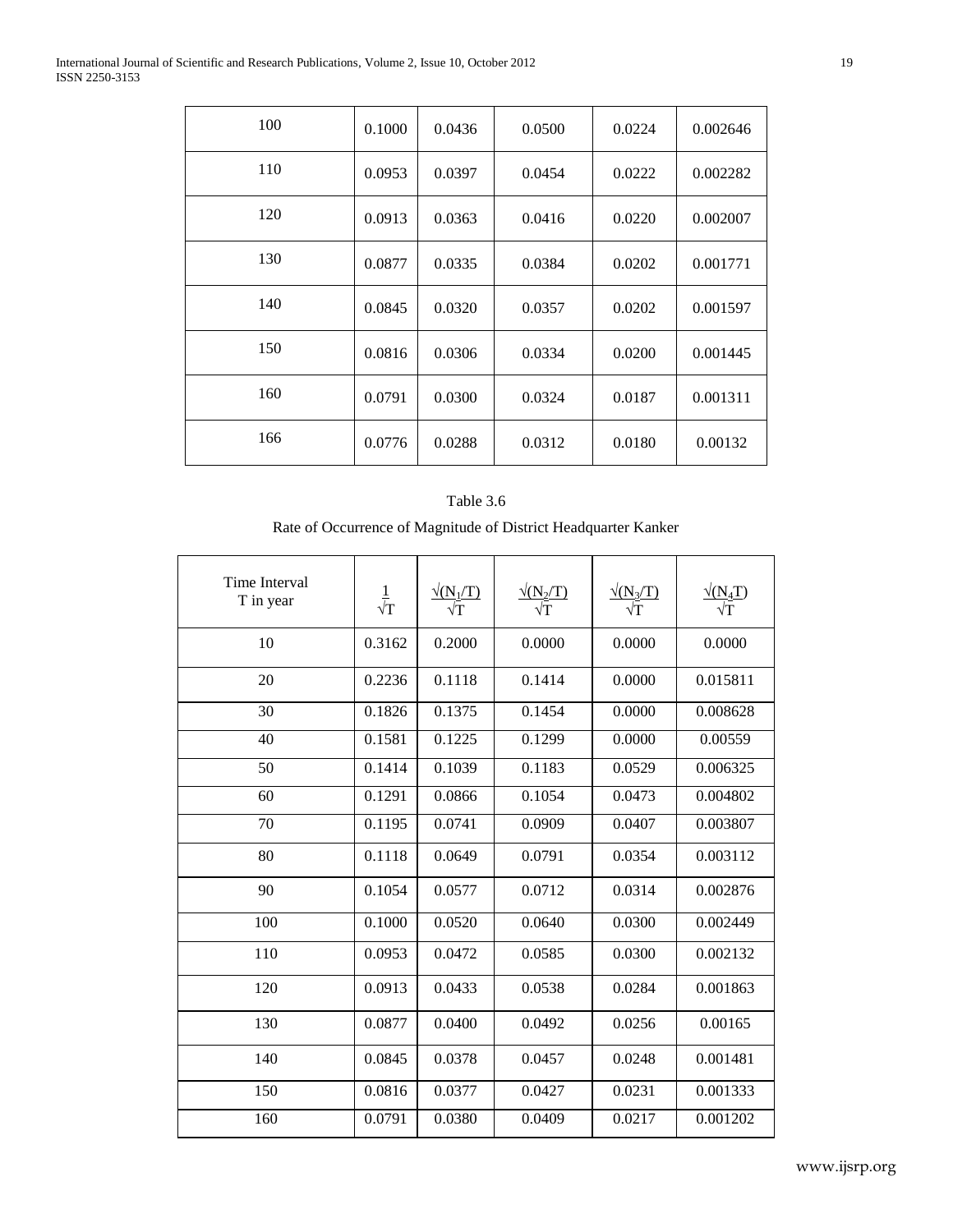| | | | | | |
|---|---|---|---|---|---|
| 100 | 0.1000 | 0.0436 | 0.0500 | 0.0224 | 0.002646 |
| 110 | 0.0953 | 0.0397 | 0.0454 | 0.0222 | 0.002282 |
| 120 | 0.0913 | 0.0363 | 0.0416 | 0.0220 | 0.002007 |
| 130 | 0.0877 | 0.0335 | 0.0384 | 0.0202 | 0.001771 |
| 140 | 0.0845 | 0.0320 | 0.0357 | 0.0202 | 0.001597 |
| 150 | 0.0816 | 0.0306 | 0.0334 | 0.0200 | 0.001445 |
| 160 | 0.0791 | 0.0300 | 0.0324 | 0.0187 | 0.001311 |
| 166 | 0.0776 | 0.0288 | 0.0312 | 0.0180 | 0.00132 |

Table 3.6

Rate of Occurrence of Magnitude of District Headquarter Kanker

| Time Interval T in year | $\frac{1}{\sqrt{T}}$ | $\frac{\sqrt{(N_1/T)}}{\sqrt{T}}$ | $\frac{\sqrt{(N_2/T)}}{\sqrt{T}}$ | $\frac{\sqrt{(N_3/T)}}{\sqrt{T}}$ | $\frac{\sqrt{(N_4T)}}{\sqrt{T}}$ |
|---|---|---|---|---|---|
| 10 | 0.3162 | 0.2000 | 0.0000 | 0.0000 | 0.0000 |
| 20 | 0.2236 | 0.1118 | 0.1414 | 0.0000 | 0.015811 |
| 30 | 0.1826 | 0.1375 | 0.1454 | 0.0000 | 0.008628 |
| 40 | 0.1581 | 0.1225 | 0.1299 | 0.0000 | 0.00559 |
| 50 | 0.1414 | 0.1039 | 0.1183 | 0.0529 | 0.006325 |
| 60 | 0.1291 | 0.0866 | 0.1054 | 0.0473 | 0.004802 |
| 70 | 0.1195 | 0.0741 | 0.0909 | 0.0407 | 0.003807 |
| 80 | 0.1118 | 0.0649 | 0.0791 | 0.0354 | 0.003112 |
| 90 | 0.1054 | 0.0577 | 0.0712 | 0.0314 | 0.002876 |
| 100 | 0.1000 | 0.0520 | 0.0640 | 0.0300 | 0.002449 |
| 110 | 0.0953 | 0.0472 | 0.0585 | 0.0300 | 0.002132 |
| 120 | 0.0913 | 0.0433 | 0.0538 | 0.0284 | 0.001863 |
| 130 | 0.0877 | 0.0400 | 0.0492 | 0.0256 | 0.00165 |
| 140 | 0.0845 | 0.0378 | 0.0457 | 0.0248 | 0.001481 |
| 150 | 0.0816 | 0.0377 | 0.0427 | 0.0231 | 0.001333 |
| 160 | 0.0791 | 0.0380 | 0.0409 | 0.0217 | 0.001202 |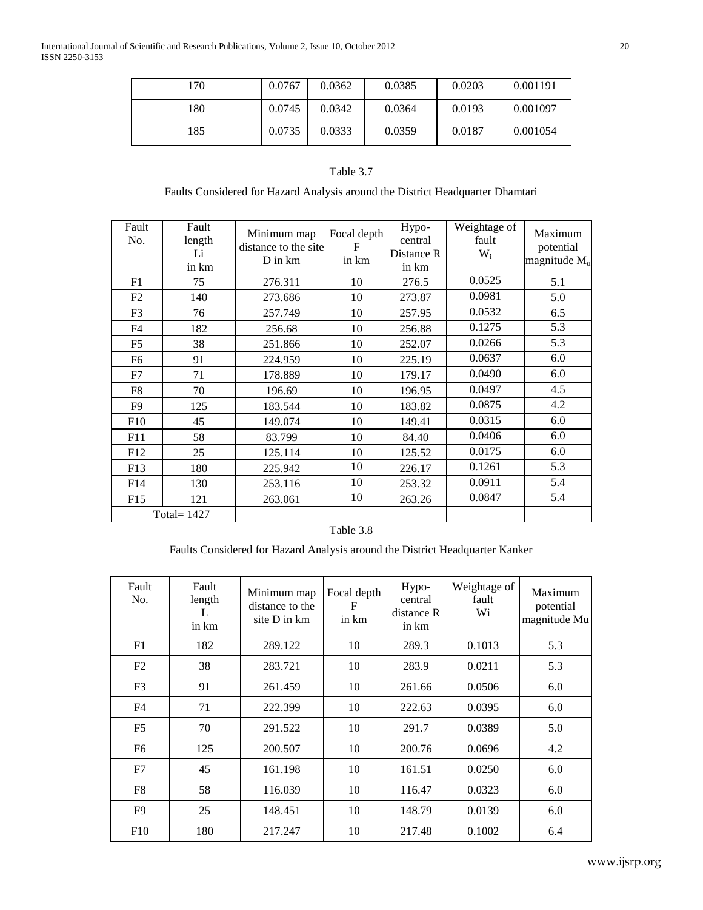| 170 | 0.0767 | 0.0362 | 0.0385 | 0.0203 | 0.001191 |
|---|---|---|---|---|---|
| 180 | 0.0745 | 0.0342 | 0.0364 | 0.0193 | 0.001097 |
| 185 | 0.0735 | 0.0333 | 0.0359 | 0.0187 | 0.001054 |

Table 3.7

Faults Considered for Hazard Analysis around the District Headquarter Dhamtari

| Fault No. | Fault length Li in km | Minimum map distance to the site D in km | Focal depth F in km | Hypo-central Distance R in km | Weightage of fault $W_i$ | Maximum potential magnitude $M_u$ |
|---|---|---|---|---|---|---|
| F1 | 75 | 276.311 | 10 | 276.5 | 0.0525 | 5.1 |
| F2 | 140 | 273.686 | 10 | 273.87 | 0.0981 | 5.0 |
| F3 | 76 | 257.749 | 10 | 257.95 | 0.0532 | 6.5 |
| F4 | 182 | 256.68 | 10 | 256.88 | 0.1275 | 5.3 |
| F5 | 38 | 251.866 | 10 | 252.07 | 0.0266 | 5.3 |
| F6 | 91 | 224.959 | 10 | 225.19 | 0.0637 | 6.0 |
| F7 | 71 | 178.889 | 10 | 179.17 | 0.0490 | 6.0 |
| F8 | 70 | 196.69 | 10 | 196.95 | 0.0497 | 4.5 |
| F9 | 125 | 183.544 | 10 | 183.82 | 0.0875 | 4.2 |
| F10 | 45 | 149.074 | 10 | 149.41 | 0.0315 | 6.0 |
| F11 | 58 | 83.799 | 10 | 84.40 | 0.0406 | 6.0 |
| F12 | 25 | 125.114 | 10 | 125.52 | 0.0175 | 6.0 |
| F13 | 180 | 225.942 | 10 | 226.17 | 0.1261 | 5.3 |
| F14 | 130 | 253.116 | 10 | 253.32 | 0.0911 | 5.4 |
| F15 | 121 | 263.061 | 10 | 263.26 | 0.0847 | 5.4 |
| Total= 1427 | | | | | | |

Table 3.8

Faults Considered for Hazard Analysis around the District Headquarter Kanker

| Fault No. | Fault length L in km | Minimum map distance to the site D in km | Focal depth F in km | Hypo-central distance R in km | Weightage of fault Wi | Maximum potential magnitude Mu |
|---|---|---|---|---|---|---|
| F1 | 182 | 289.122 | 10 | 289.3 | 0.1013 | 5.3 |
| F2 | 38 | 283.721 | 10 | 283.9 | 0.0211 | 5.3 |
| F3 | 91 | 261.459 | 10 | 261.66 | 0.0506 | 6.0 |
| F4 | 71 | 222.399 | 10 | 222.63 | 0.0395 | 6.0 |
| F5 | 70 | 291.522 | 10 | 291.7 | 0.0389 | 5.0 |
| F6 | 125 | 200.507 | 10 | 200.76 | 0.0696 | 4.2 |
| F7 | 45 | 161.198 | 10 | 161.51 | 0.0250 | 6.0 |
| F8 | 58 | 116.039 | 10 | 116.47 | 0.0323 | 6.0 |
| F9 | 25 | 148.451 | 10 | 148.79 | 0.0139 | 6.0 |
| F10 | 180 | 217.247 | 10 | 217.48 | 0.1002 | 6.4 |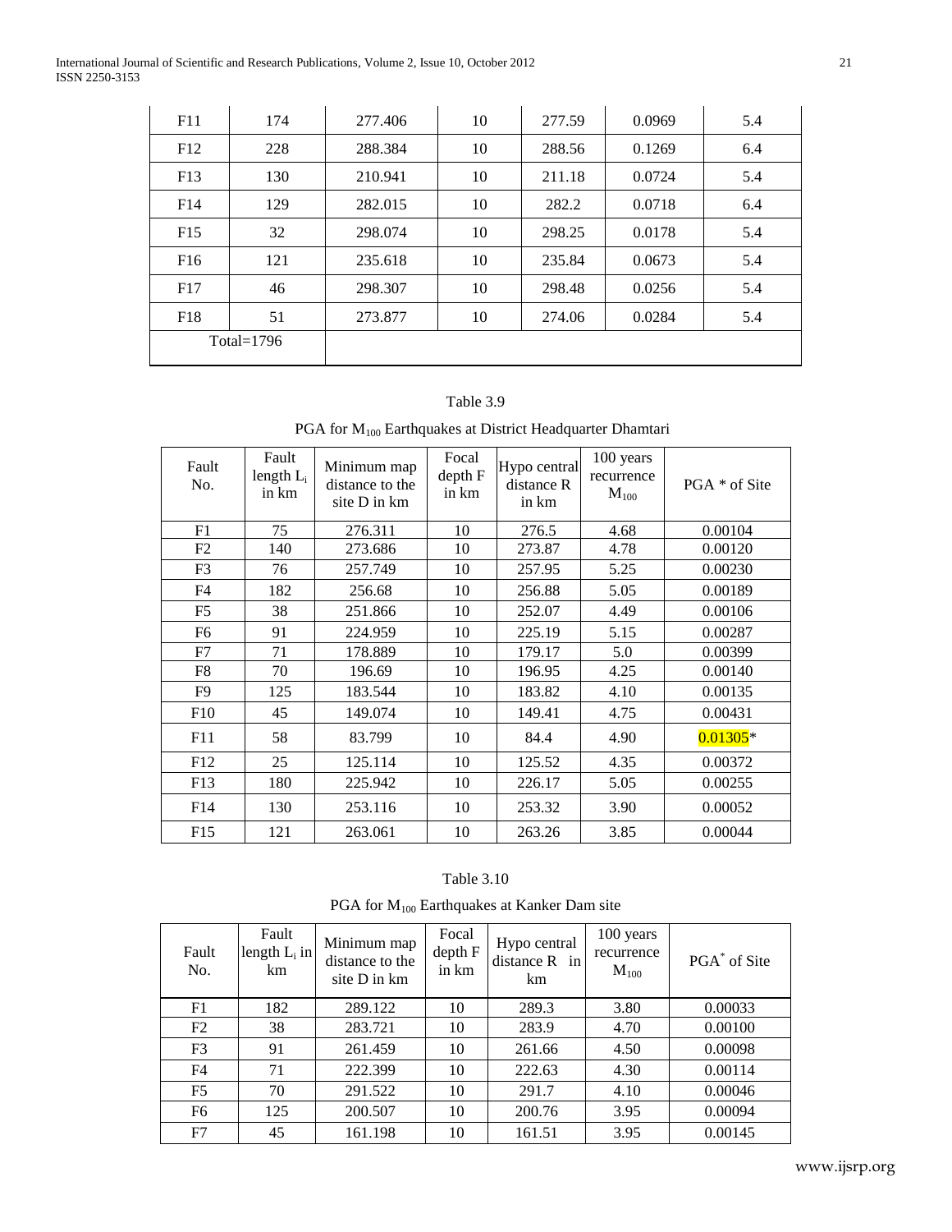| F11 | 174 | 277.406 | 10 | 277.59 | 0.0969 | 5.4 |
|---|---|---|---|---|---|---|
| F12 | 228 | 288.384 | 10 | 288.56 | 0.1269 | 6.4 |
| F13 | 130 | 210.941 | 10 | 211.18 | 0.0724 | 5.4 |
| F14 | 129 | 282.015 | 10 | 282.2 | 0.0718 | 6.4 |
| F15 | 32 | 298.074 | 10 | 298.25 | 0.0178 | 5.4 |
| F16 | 121 | 235.618 | 10 | 235.84 | 0.0673 | 5.4 |
| F17 | 46 | 298.307 | 10 | 298.48 | 0.0256 | 5.4 |
| F18 | 51 | 273.877 | 10 | 274.06 | 0.0284 | 5.4 |
| Total=1796 | | | | | | |

Table 3.9

PGA for $M_{100}$ Earthquakes at District Headquarter Dhamtari

| Fault No. | Fault length $L_i$ in km | Minimum map distance to the site D in km | Focal depth F in km | Hypo central distance R in km | 100 years recurrence $M_{100}$ | PGA * of Site |
|---|---|---|---|---|---|---|
| F1 | 75 | 276.311 | 10 | 276.5 | 4.68 | 0.00104 |
| F2 | 140 | 273.686 | 10 | 273.87 | 4.78 | 0.00120 |
| F3 | 76 | 257.749 | 10 | 257.95 | 5.25 | 0.00230 |
| F4 | 182 | 256.68 | 10 | 256.88 | 5.05 | 0.00189 |
| F5 | 38 | 251.866 | 10 | 252.07 | 4.49 | 0.00106 |
| F6 | 91 | 224.959 | 10 | 225.19 | 5.15 | 0.00287 |
| F7 | 71 | 178.889 | 10 | 179.17 | 5.0 | 0.00399 |
| F8 | 70 | 196.69 | 10 | 196.95 | 4.25 | 0.00140 |
| F9 | 125 | 183.544 | 10 | 183.82 | 4.10 | 0.00135 |
| F10 | 45 | 149.074 | 10 | 149.41 | 4.75 | 0.00431 |
| F11 | 58 | 83.799 | 10 | 84.4 | 4.90 | 0.01305* |
| F12 | 25 | 125.114 | 10 | 125.52 | 4.35 | 0.00372 |
| F13 | 180 | 225.942 | 10 | 226.17 | 5.05 | 0.00255 |
| F14 | 130 | 253.116 | 10 | 253.32 | 3.90 | 0.00052 |
| F15 | 121 | 263.061 | 10 | 263.26 | 3.85 | 0.00044 |

Table 3.10

PGA for $M_{100}$ Earthquakes at Kanker Dam site

| Fault No. | Fault length $L_i$ in km | Minimum map distance to the site D in km | Focal depth F in km | Hypo central distance R in km | 100 years recurrence $M_{100}$ | PGA* of Site |
|---|---|---|---|---|---|---|
| F1 | 182 | 289.122 | 10 | 289.3 | 3.80 | 0.00033 |
| F2 | 38 | 283.721 | 10 | 283.9 | 4.70 | 0.00100 |
| F3 | 91 | 261.459 | 10 | 261.66 | 4.50 | 0.00098 |
| F4 | 71 | 222.399 | 10 | 222.63 | 4.30 | 0.00114 |
| F5 | 70 | 291.522 | 10 | 291.7 | 4.10 | 0.00046 |
| F6 | 125 | 200.507 | 10 | 200.76 | 3.95 | 0.00094 |
| F7 | 45 | 161.198 | 10 | 161.51 | 3.95 | 0.00145 |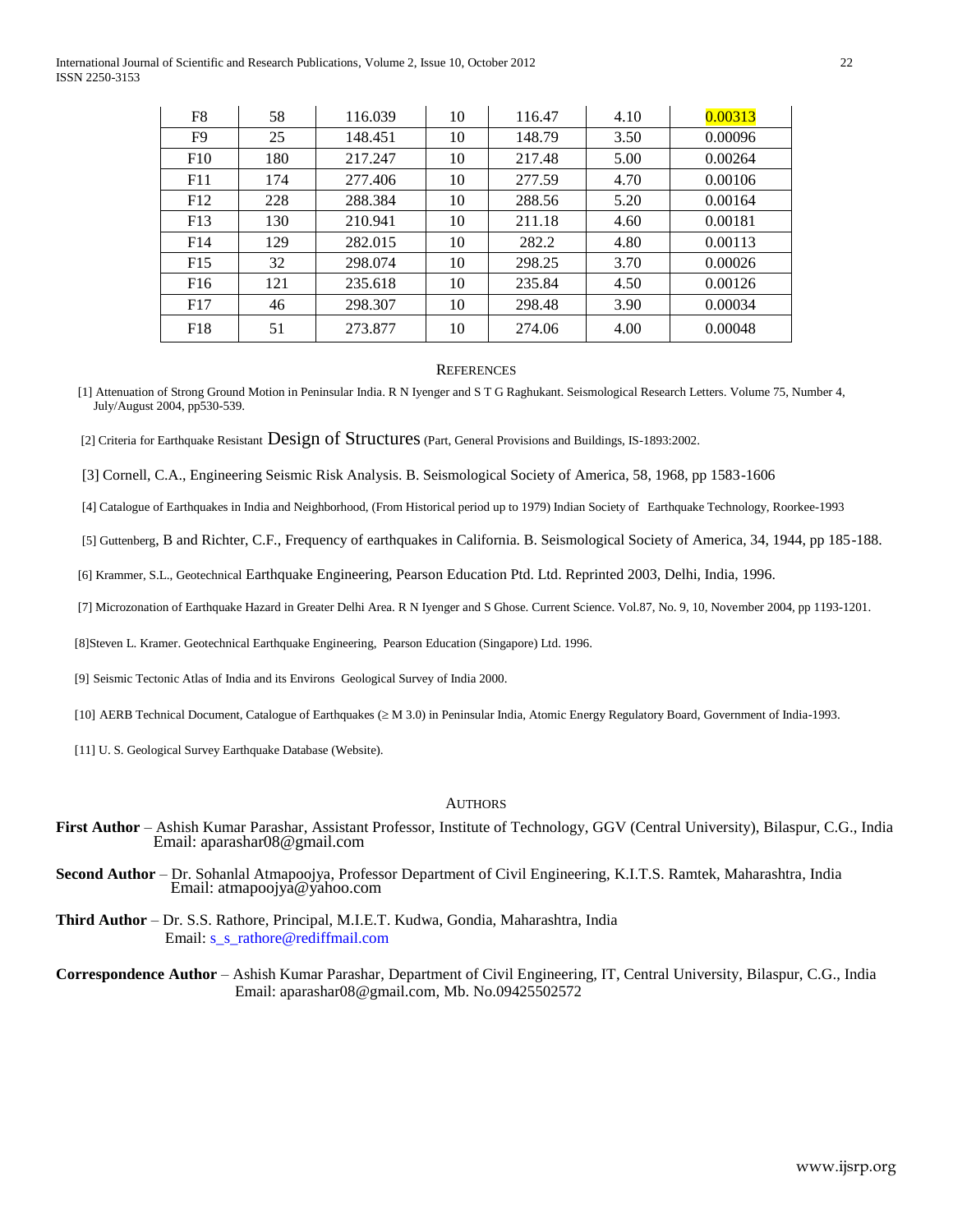| | | | | | | |
|---|---|---|---|---|---|---|
| F8 | 58 | 116.039 | 10 | 116.47 | 4.10 | 0.00313 |
| F9 | 25 | 148.451 | 10 | 148.79 | 3.50 | 0.00096 |
| F10 | 180 | 217.247 | 10 | 217.48 | 5.00 | 0.00264 |
| F11 | 174 | 277.406 | 10 | 277.59 | 4.70 | 0.00106 |
| F12 | 228 | 288.384 | 10 | 288.56 | 5.20 | 0.00164 |
| F13 | 130 | 210.941 | 10 | 211.18 | 4.60 | 0.00181 |
| F14 | 129 | 282.015 | 10 | 282.2 | 4.80 | 0.00113 |
| F15 | 32 | 298.074 | 10 | 298.25 | 3.70 | 0.00026 |
| F16 | 121 | 235.618 | 10 | 235.84 | 4.50 | 0.00126 |
| F17 | 46 | 298.307 | 10 | 298.48 | 3.90 | 0.00034 |
| F18 | 51 | 273.877 | 10 | 274.06 | 4.00 | 0.00048 |

## REFERENCES

[1] Attenuation of Strong Ground Motion in Peninsular India. R N Iyenger and S T G Raghukant. Seismological Research Letters. Volume 75, Number 4, July/August 2004, pp530-539.

[2] Criteria for Earthquake Resistant Design of Structures (Part, General Provisions and Buildings, IS-1893:2002.

[3] Cornell, C.A., Engineering Seismic Risk Analysis. B. Seismological Society of America, 58, 1968, pp 1583-1606

[4] Catalogue of Earthquakes in India and Neighborhood, (From Historical period up to 1979) Indian Society of Earthquake Technology, Roorkee-1993

[5] Guttenberg, B and Richter, C.F., Frequency of earthquakes in California. B. Seismological Society of America, 34, 1944, pp 185-188.

[6] Krammer, S.L., Geotechnical Earthquake Engineering, Pearson Education Ptd. Ltd. Reprinted 2003, Delhi, India, 1996.

[7] Microzonation of Earthquake Hazard in Greater Delhi Area. R N Iyenger and S Ghose. Current Science. Vol.87, No. 9, 10, November 2004, pp 1193-1201.

[8]Steven L. Kramer. Geotechnical Earthquake Engineering, Pearson Education (Singapore) Ltd. 1996.

[9] Seismic Tectonic Atlas of India and its Environs Geological Survey of India 2000.

[10] AERB Technical Document, Catalogue of Earthquakes (≥ M 3.0) in Peninsular India, Atomic Energy Regulatory Board, Government of India-1993.

[11] U. S. Geological Survey Earthquake Database (Website).

## AUTHORS

**First Author** – Ashish Kumar Parashar, Assistant Professor, Institute of Technology, GGV (Central University), Bilaspur, C.G., India Email: aparashar08@gmail.com

**Second Author** – Dr. Sohanlal Atmapoojya, Professor Department of Civil Engineering, K.I.T.S. Ramtek, Maharashtra, India Email: atmapoojya@yahoo.com

**Third Author** – Dr. S.S. Rathore, Principal, M.I.E.T. Kudwa, Gondia, Maharashtra, India Email: s_s_rathore@rediffmail.com

**Correspondence Author** – Ashish Kumar Parashar, Department of Civil Engineering, IT, Central University, Bilaspur, C.G., India Email: aparashar08@gmail.com, Mb. No.09425502572